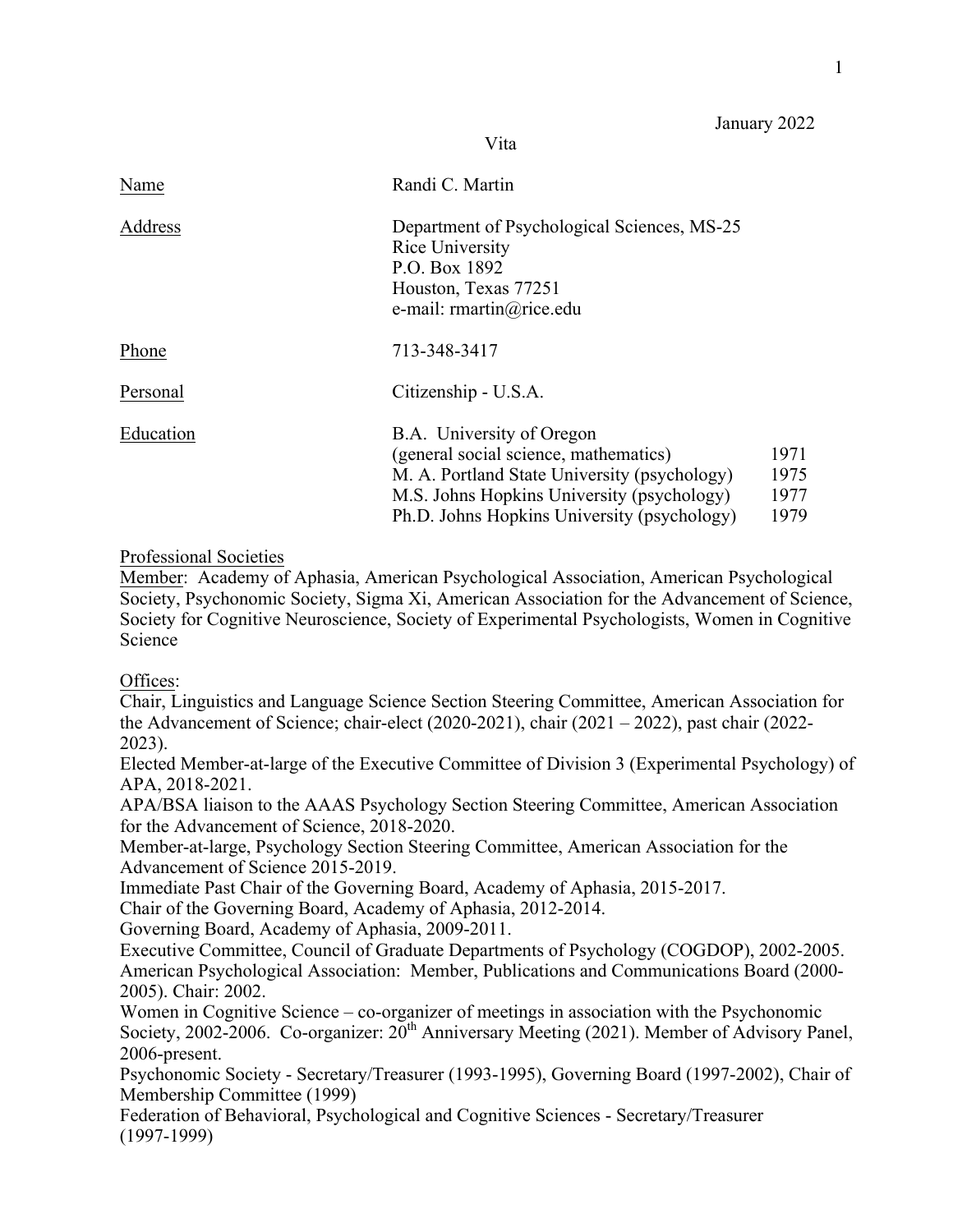January 2022

Vita

| | | |
|---|---|---|
| Name | Randi C. Martin | |
| Address | Department of Psychological Sciences, MS-25<br>Rice University<br>P.O. Box 1892<br>Houston, Texas 77251<br>e-mail: rmartin@rice.edu | |
| Phone | 713-348-3417 | |
| Personal | Citizenship - U.S.A. | |
| Education | B.A. University of Oregon<br>(general social science, mathematics) | 1971 |
| | M. A. Portland State University (psychology) | 1975 |
| | M.S. Johns Hopkins University (psychology) | 1977 |
| | Ph.D. Johns Hopkins University (psychology) | 1979 |

Professional Societies

Member: Academy of Aphasia, American Psychological Association, American Psychological Society, Psychonomic Society, Sigma Xi, American Association for the Advancement of Science, Society for Cognitive Neuroscience, Society of Experimental Psychologists, Women in Cognitive Science

Offices:

Chair, Linguistics and Language Science Section Steering Committee, American Association for the Advancement of Science; chair-elect (2020-2021), chair (2021 – 2022), past chair (2022-2023).

Elected Member-at-large of the Executive Committee of Division 3 (Experimental Psychology) of APA, 2018-2021.

APA/BSA liaison to the AAAS Psychology Section Steering Committee, American Association for the Advancement of Science, 2018-2020.

Member-at-large, Psychology Section Steering Committee, American Association for the Advancement of Science 2015-2019.

Immediate Past Chair of the Governing Board, Academy of Aphasia, 2015-2017.

Chair of the Governing Board, Academy of Aphasia, 2012-2014.

Governing Board, Academy of Aphasia, 2009-2011.

Executive Committee, Council of Graduate Departments of Psychology (COGDOP), 2002-2005.

American Psychological Association: Member, Publications and Communications Board (2000-2005). Chair: 2002.

Women in Cognitive Science – co-organizer of meetings in association with the Psychonomic Society, 2002-2006. Co-organizer: 20th Anniversary Meeting (2021). Member of Advisory Panel, 2006-present.

Psychonomic Society - Secretary/Treasurer (1993-1995), Governing Board (1997-2002), Chair of Membership Committee (1999)

Federation of Behavioral, Psychological and Cognitive Sciences - Secretary/Treasurer (1997-1999)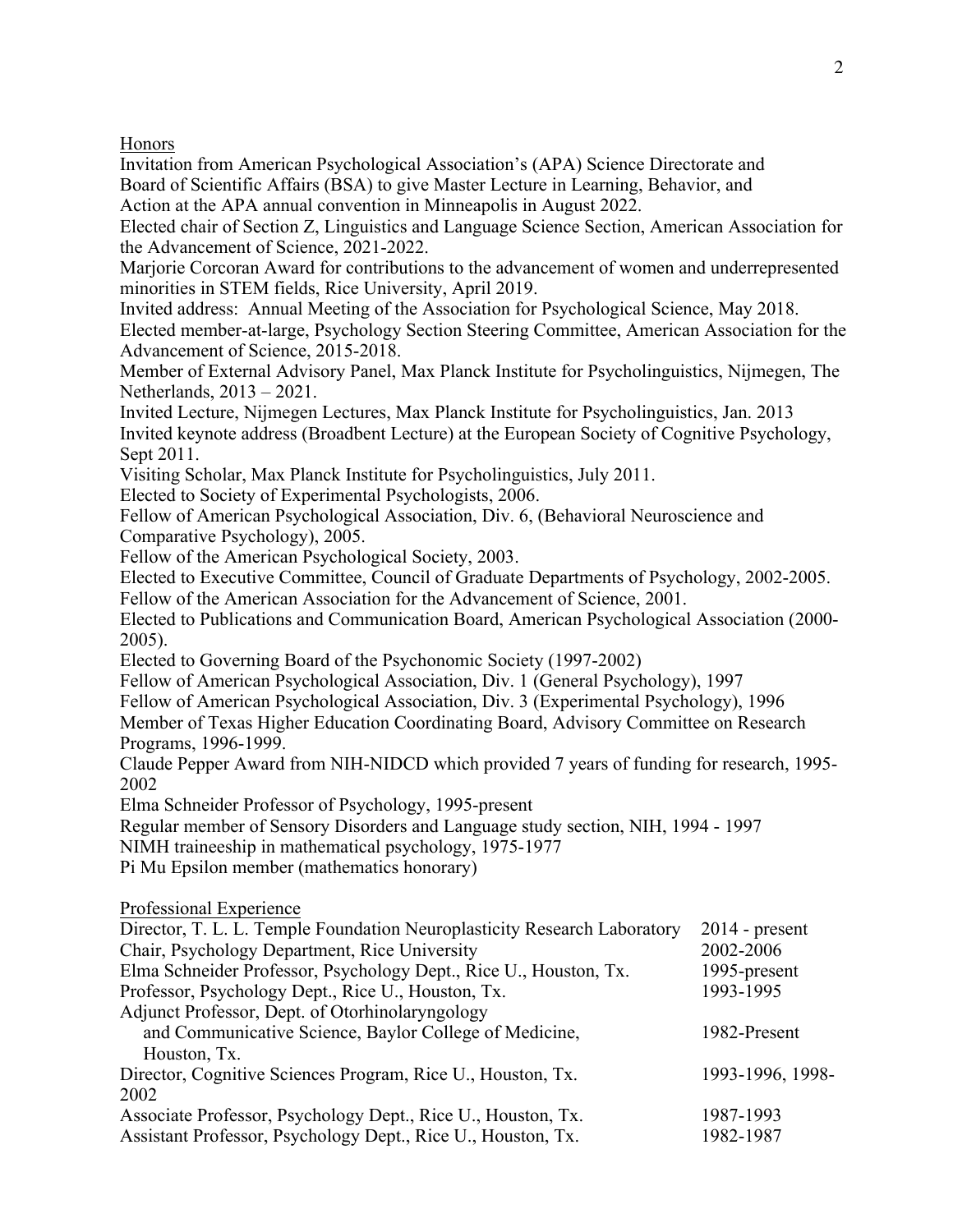## Honors

Invitation from American Psychological Association's (APA) Science Directorate and Board of Scientific Affairs (BSA) to give Master Lecture in Learning, Behavior, and Action at the APA annual convention in Minneapolis in August 2022.

Elected chair of Section Z, Linguistics and Language Science Section, American Association for the Advancement of Science, 2021-2022.

Marjorie Corcoran Award for contributions to the advancement of women and underrepresented minorities in STEM fields, Rice University, April 2019.

Invited address: Annual Meeting of the Association for Psychological Science, May 2018.

Elected member-at-large, Psychology Section Steering Committee, American Association for the Advancement of Science, 2015-2018.

Member of External Advisory Panel, Max Planck Institute for Psycholinguistics, Nijmegen, The Netherlands, 2013 – 2021.

Invited Lecture, Nijmegen Lectures, Max Planck Institute for Psycholinguistics, Jan. 2013

Invited keynote address (Broadbent Lecture) at the European Society of Cognitive Psychology, Sept 2011.

Visiting Scholar, Max Planck Institute for Psycholinguistics, July 2011.

Elected to Society of Experimental Psychologists, 2006.

Fellow of American Psychological Association, Div. 6, (Behavioral Neuroscience and Comparative Psychology), 2005.

Fellow of the American Psychological Society, 2003.

Elected to Executive Committee, Council of Graduate Departments of Psychology, 2002-2005.

Fellow of the American Association for the Advancement of Science, 2001.

Elected to Publications and Communication Board, American Psychological Association (2000-2005).

Elected to Governing Board of the Psychonomic Society (1997-2002)

Fellow of American Psychological Association, Div. 1 (General Psychology), 1997

Fellow of American Psychological Association, Div. 3 (Experimental Psychology), 1996

Member of Texas Higher Education Coordinating Board, Advisory Committee on Research Programs, 1996-1999.

Claude Pepper Award from NIH-NIDCD which provided 7 years of funding for research, 1995-2002

Elma Schneider Professor of Psychology, 1995-present

Regular member of Sensory Disorders and Language study section, NIH, 1994 - 1997

NIMH traineeship in mathematical psychology, 1975-1977

Pi Mu Epsilon member (mathematics honorary)

## Professional Experience

| | |
|---|---|
| Director, T. L. L. Temple Foundation Neuroplasticity Research Laboratory | 2014 - present |
| Chair, Psychology Department, Rice University | 2002-2006 |
| Elma Schneider Professor, Psychology Dept., Rice U., Houston, Tx. | 1995-present |
| Professor, Psychology Dept., Rice U., Houston, Tx. | 1993-1995 |
| Adjunct Professor, Dept. of Otorhinolaryngology and Communicative Science, Baylor College of Medicine, Houston, Tx. | 1982-Present |
| Director, Cognitive Sciences Program, Rice U., Houston, Tx. | 1993-1996, 1998-2002 |
| Associate Professor, Psychology Dept., Rice U., Houston, Tx. | 1987-1993 |
| Assistant Professor, Psychology Dept., Rice U., Houston, Tx. | 1982-1987 |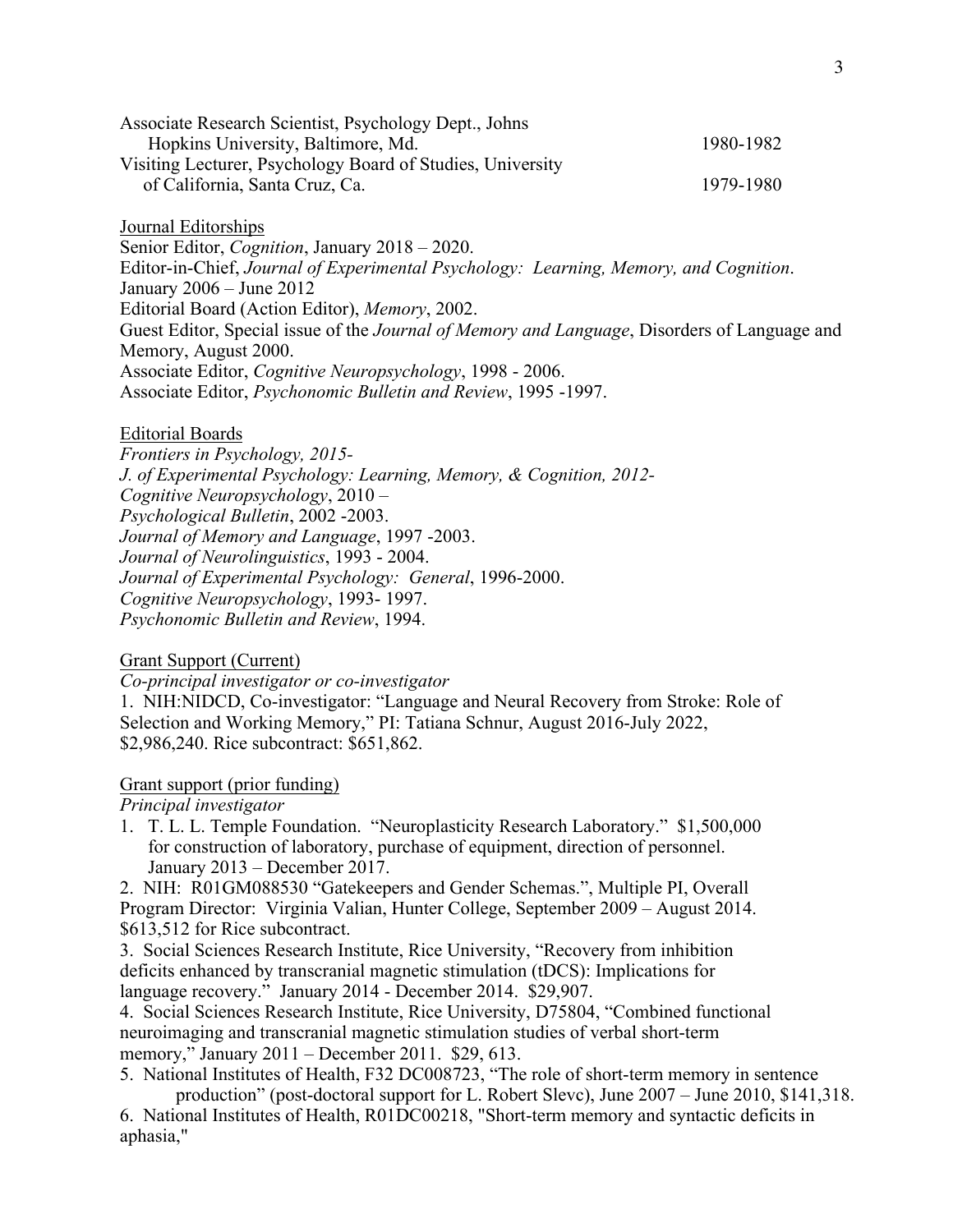Associate Research Scientist, Psychology Dept., Johns Hopkins University, Baltimore, Md. 1980-1982

Visiting Lecturer, Psychology Board of Studies, University of California, Santa Cruz, Ca. 1979-1980

Journal Editorships

Senior Editor, *Cognition*, January 2018 – 2020.

Editor-in-Chief, *Journal of Experimental Psychology: Learning, Memory, and Cognition*. January 2006 – June 2012

Editorial Board (Action Editor), *Memory*, 2002.

Guest Editor, Special issue of the *Journal of Memory and Language*, Disorders of Language and Memory, August 2000.

Associate Editor, *Cognitive Neuropsychology*, 1998 - 2006.

Associate Editor, *Psychonomic Bulletin and Review*, 1995 -1997.

Editorial Boards

*Frontiers in Psychology, 2015-*

*J. of Experimental Psychology: Learning, Memory, & Cognition, 2012-*

*Cognitive Neuropsychology*, 2010 –

*Psychological Bulletin*, 2002 -2003.

*Journal of Memory and Language*, 1997 -2003.

*Journal of Neurolinguistics*, 1993 - 2004.

*Journal of Experimental Psychology: General*, 1996-2000.

*Cognitive Neuropsychology*, 1993- 1997.

*Psychonomic Bulletin and Review*, 1994.

Grant Support (Current)

*Co-principal investigator or co-investigator*

1. NIH:NIDCD, Co-investigator: "Language and Neural Recovery from Stroke: Role of Selection and Working Memory," PI: Tatiana Schnur, August 2016-July 2022, $2,986,240. Rice subcontract: $651,862.

Grant support (prior funding)

*Principal investigator*

1. T. L. L. Temple Foundation. "Neuroplasticity Research Laboratory." $1,500,000 for construction of laboratory, purchase of equipment, direction of personnel. January 2013 – December 2017.
2. NIH: R01GM088530 "Gatekeepers and Gender Schemas.", Multiple PI, Overall Program Director: Virginia Valian, Hunter College, September 2009 – August 2014. $613,512 for Rice subcontract.
3. Social Sciences Research Institute, Rice University, "Recovery from inhibition deficits enhanced by transcranial magnetic stimulation (tDCS): Implications for language recovery." January 2014 - December 2014. $29,907.
4. Social Sciences Research Institute, Rice University, D75804, "Combined functional neuroimaging and transcranial magnetic stimulation studies of verbal short-term memory," January 2011 – December 2011. $29, 613.
5. National Institutes of Health, F32 DC008723, "The role of short-term memory in sentence production" (post-doctoral support for L. Robert Slevc), June 2007 – June 2010, $141,318.
6. National Institutes of Health, R01DC00218, "Short-term memory and syntactic deficits in aphasia,"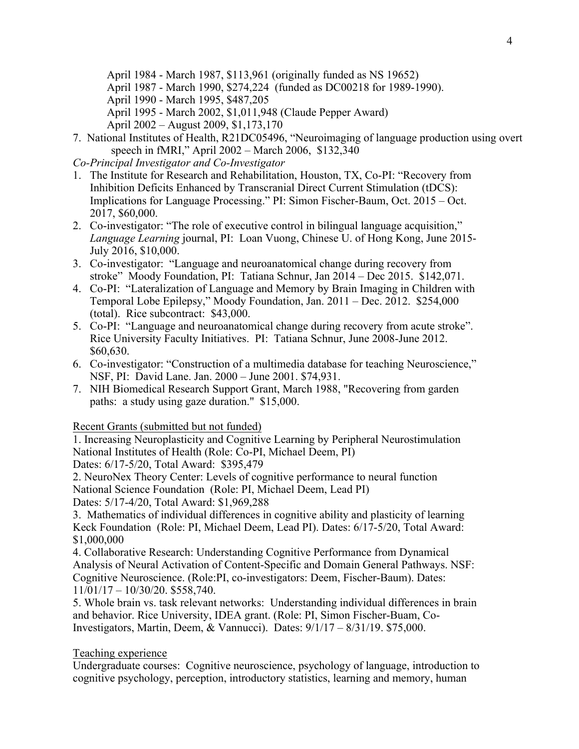April 1984 - March 1987, $113,961 (originally funded as NS 19652)
April 1987 - March 1990, $274,224 (funded as DC00218 for 1989-1990).
April 1990 - March 1995, $487,205
April 1995 - March 2002, $1,011,948 (Claude Pepper Award)
April 2002 – August 2009, $1,173,170

7. National Institutes of Health, R21DC05496, "Neuroimaging of language production using overt speech in fMRI," April 2002 – March 2006, $132,340

*Co-Principal Investigator and Co-Investigator*

1. The Institute for Research and Rehabilitation, Houston, TX, Co-PI: "Recovery from Inhibition Deficits Enhanced by Transcranial Direct Current Stimulation (tDCS): Implications for Language Processing." PI: Simon Fischer-Baum, Oct. 2015 – Oct. 2017, $60,000.
2. Co-investigator: "The role of executive control in bilingual language acquisition," *Language Learning* journal, PI: Loan Vuong, Chinese U. of Hong Kong, June 2015- July 2016, $10,000.
3. Co-investigator: "Language and neuroanatomical change during recovery from stroke" Moody Foundation, PI: Tatiana Schnur, Jan 2014 – Dec 2015. $142,071.
4. Co-PI: "Lateralization of Language and Memory by Brain Imaging in Children with Temporal Lobe Epilepsy," Moody Foundation, Jan. 2011 – Dec. 2012. $254,000 (total). Rice subcontract: $43,000.
5. Co-PI: "Language and neuroanatomical change during recovery from acute stroke". Rice University Faculty Initiatives. PI: Tatiana Schnur, June 2008-June 2012. $60,630.
6. Co-investigator: "Construction of a multimedia database for teaching Neuroscience," NSF, PI: David Lane. Jan. 2000 – June 2001. $74,931.
7. NIH Biomedical Research Support Grant, March 1988, "Recovering from garden paths: a study using gaze duration." $15,000.

Recent Grants (submitted but not funded)

1. Increasing Neuroplasticity and Cognitive Learning by Peripheral Neurostimulation National Institutes of Health (Role: Co-PI, Michael Deem, PI)
Dates: 6/17-5/20, Total Award: $395,479

2. NeuroNex Theory Center: Levels of cognitive performance to neural function National Science Foundation (Role: PI, Michael Deem, Lead PI)
Dates: 5/17-4/20, Total Award: $1,969,288

3. Mathematics of individual differences in cognitive ability and plasticity of learning Keck Foundation (Role: PI, Michael Deem, Lead PI). Dates: 6/17-5/20, Total Award: $1,000,000

4. Collaborative Research: Understanding Cognitive Performance from Dynamical Analysis of Neural Activation of Content-Specific and Domain General Pathways. NSF: Cognitive Neuroscience. (Role:PI, co-investigators: Deem, Fischer-Baum). Dates: 11/01/17 – 10/30/20. $558,740.

5. Whole brain vs. task relevant networks: Understanding individual differences in brain and behavior. Rice University, IDEA grant. (Role: PI, Simon Fischer-Buam, Co-Investigators, Martin, Deem, & Vannucci). Dates: 9/1/17 – 8/31/19. $75,000.

Teaching experience

Undergraduate courses: Cognitive neuroscience, psychology of language, introduction to cognitive psychology, perception, introductory statistics, learning and memory, human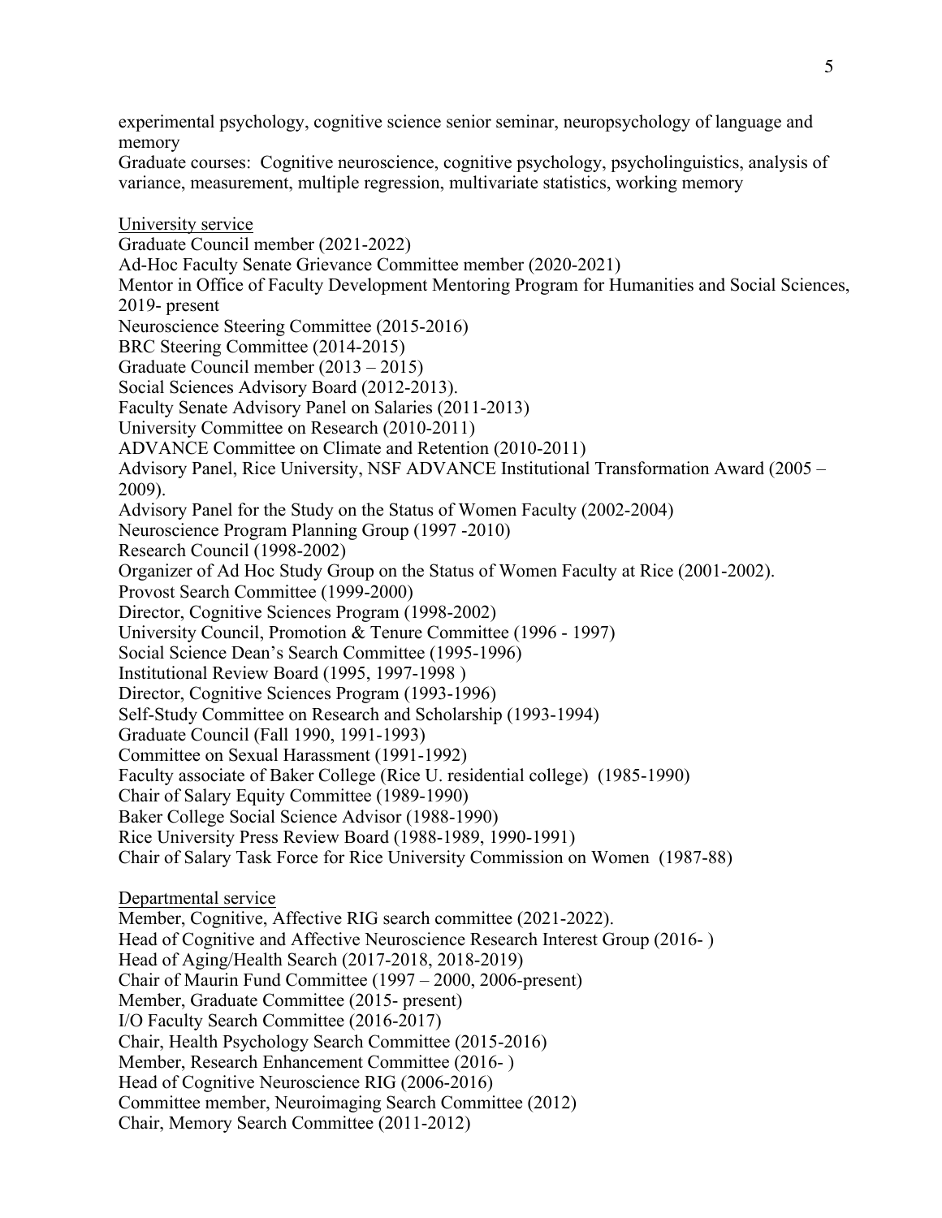experimental psychology, cognitive science senior seminar, neuropsychology of language and memory

Graduate courses: Cognitive neuroscience, cognitive psychology, psycholinguistics, analysis of variance, measurement, multiple regression, multivariate statistics, working memory

<u>University service</u>

Graduate Council member (2021-2022)
Ad-Hoc Faculty Senate Grievance Committee member (2020-2021)
Mentor in Office of Faculty Development Mentoring Program for Humanities and Social Sciences, 2019- present
Neuroscience Steering Committee (2015-2016)
BRC Steering Committee (2014-2015)
Graduate Council member (2013 – 2015)
Social Sciences Advisory Board (2012-2013).
Faculty Senate Advisory Panel on Salaries (2011-2013)
University Committee on Research (2010-2011)
ADVANCE Committee on Climate and Retention (2010-2011)
Advisory Panel, Rice University, NSF ADVANCE Institutional Transformation Award (2005 – 2009).
Advisory Panel for the Study on the Status of Women Faculty (2002-2004)
Neuroscience Program Planning Group (1997 -2010)
Research Council (1998-2002)
Organizer of Ad Hoc Study Group on the Status of Women Faculty at Rice (2001-2002).
Provost Search Committee (1999-2000)
Director, Cognitive Sciences Program (1998-2002)
University Council, Promotion & Tenure Committee (1996 - 1997)
Social Science Dean's Search Committee (1995-1996)
Institutional Review Board (1995, 1997-1998 )
Director, Cognitive Sciences Program (1993-1996)
Self-Study Committee on Research and Scholarship (1993-1994)
Graduate Council (Fall 1990, 1991-1993)
Committee on Sexual Harassment (1991-1992)
Faculty associate of Baker College (Rice U. residential college) (1985-1990)
Chair of Salary Equity Committee (1989-1990)
Baker College Social Science Advisor (1988-1990)
Rice University Press Review Board (1988-1989, 1990-1991)
Chair of Salary Task Force for Rice University Commission on Women (1987-88)

<u>Departmental service</u>

Member, Cognitive, Affective RIG search committee (2021-2022).
Head of Cognitive and Affective Neuroscience Research Interest Group (2016- )
Head of Aging/Health Search (2017-2018, 2018-2019)
Chair of Maurin Fund Committee (1997 – 2000, 2006-present)
Member, Graduate Committee (2015- present)
I/O Faculty Search Committee (2016-2017)
Chair, Health Psychology Search Committee (2015-2016)
Member, Research Enhancement Committee (2016- )
Head of Cognitive Neuroscience RIG (2006-2016)
Committee member, Neuroimaging Search Committee (2012)
Chair, Memory Search Committee (2011-2012)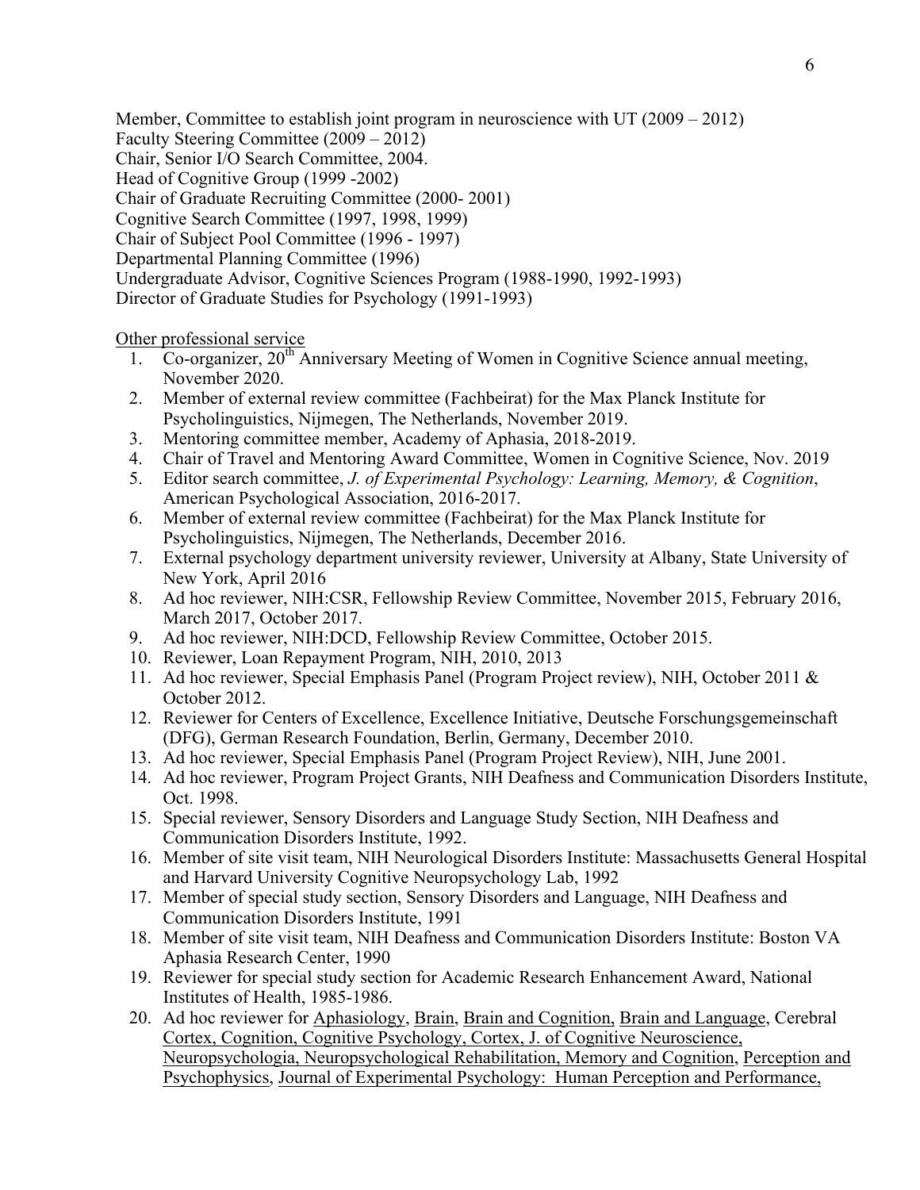Member, Committee to establish joint program in neuroscience with UT (2009 – 2012)
Faculty Steering Committee (2009 – 2012)
Chair, Senior I/O Search Committee, 2004.
Head of Cognitive Group (1999 -2002)
Chair of Graduate Recruiting Committee (2000- 2001)
Cognitive Search Committee (1997, 1998, 1999)
Chair of Subject Pool Committee (1996 - 1997)
Departmental Planning Committee (1996)
Undergraduate Advisor, Cognitive Sciences Program (1988-1990, 1992-1993)
Director of Graduate Studies for Psychology (1991-1993)

<u>Other professional service</u>

1. Co-organizer, 20th Anniversary Meeting of Women in Cognitive Science annual meeting, November 2020.
2. Member of external review committee (Fachbeirat) for the Max Planck Institute for Psycholinguistics, Nijmegen, The Netherlands, November 2019.
3. Mentoring committee member, Academy of Aphasia, 2018-2019.
4. Chair of Travel and Mentoring Award Committee, Women in Cognitive Science, Nov. 2019
5. Editor search committee, *J. of Experimental Psychology: Learning, Memory, & Cognition*, American Psychological Association, 2016-2017.
6. Member of external review committee (Fachbeirat) for the Max Planck Institute for Psycholinguistics, Nijmegen, The Netherlands, December 2016.
7. External psychology department university reviewer, University at Albany, State University of New York, April 2016
8. Ad hoc reviewer, NIH:CSR, Fellowship Review Committee, November 2015, February 2016, March 2017, October 2017.
9. Ad hoc reviewer, NIH:DCD, Fellowship Review Committee, October 2015.
10. Reviewer, Loan Repayment Program, NIH, 2010, 2013
11. Ad hoc reviewer, Special Emphasis Panel (Program Project review), NIH, October 2011 & October 2012.
12. Reviewer for Centers of Excellence, Excellence Initiative, Deutsche Forschungsgemeinschaft (DFG), German Research Foundation, Berlin, Germany, December 2010.
13. Ad hoc reviewer, Special Emphasis Panel (Program Project Review), NIH, June 2001.
14. Ad hoc reviewer, Program Project Grants, NIH Deafness and Communication Disorders Institute, Oct. 1998.
15. Special reviewer, Sensory Disorders and Language Study Section, NIH Deafness and Communication Disorders Institute, 1992.
16. Member of site visit team, NIH Neurological Disorders Institute: Massachusetts General Hospital and Harvard University Cognitive Neuropsychology Lab, 1992
17. Member of special study section, Sensory Disorders and Language, NIH Deafness and Communication Disorders Institute, 1991
18. Member of site visit team, NIH Deafness and Communication Disorders Institute: Boston VA Aphasia Research Center, 1990
19. Reviewer for special study section for Academic Research Enhancement Award, National Institutes of Health, 1985-1986.
20. Ad hoc reviewer for <u>Aphasiology</u>, <u>Brain</u>, <u>Brain and Cognition,</u> <u>Brain and Language</u>, Cerebral <u>Cortex, Cognition, Cognitive Psychology, Cortex, J. of Cognitive Neuroscience, Neuropsychologia, Neuropsychological Rehabilitation, Memory and Cognition</u>, <u>Perception and Psychophysics</u>, <u>Journal of Experimental Psychology: Human Perception and Performance,</u>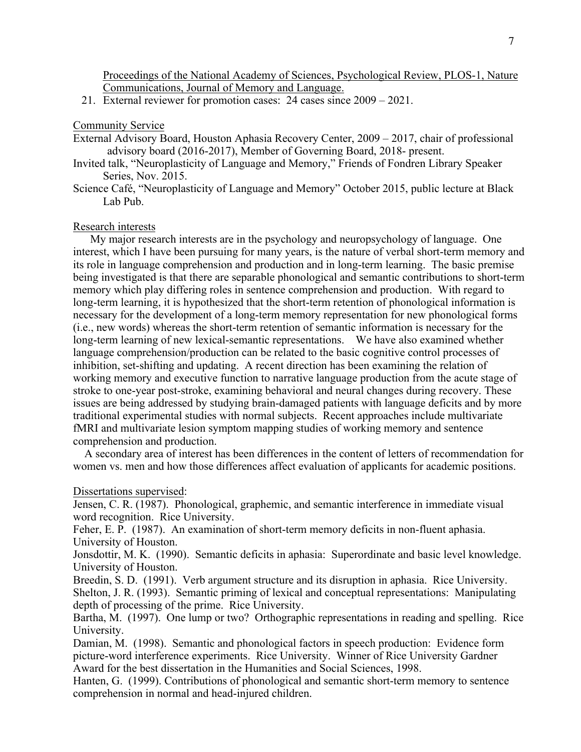Proceedings of the National Academy of Sciences, Psychological Review, PLOS-1, Nature Communications, Journal of Memory and Language.

21. External reviewer for promotion cases: 24 cases since 2009 – 2021.

Community Service

External Advisory Board, Houston Aphasia Recovery Center, 2009 – 2017, chair of professional advisory board (2016-2017), Member of Governing Board, 2018- present.

Invited talk, "Neuroplasticity of Language and Memory," Friends of Fondren Library Speaker Series, Nov. 2015.

Science Café, "Neuroplasticity of Language and Memory" October 2015, public lecture at Black Lab Pub.

Research interests

My major research interests are in the psychology and neuropsychology of language. One interest, which I have been pursuing for many years, is the nature of verbal short-term memory and its role in language comprehension and production and in long-term learning. The basic premise being investigated is that there are separable phonological and semantic contributions to short-term memory which play differing roles in sentence comprehension and production. With regard to long-term learning, it is hypothesized that the short-term retention of phonological information is necessary for the development of a long-term memory representation for new phonological forms (i.e., new words) whereas the short-term retention of semantic information is necessary for the long-term learning of new lexical-semantic representations. We have also examined whether language comprehension/production can be related to the basic cognitive control processes of inhibition, set-shifting and updating. A recent direction has been examining the relation of working memory and executive function to narrative language production from the acute stage of stroke to one-year post-stroke, examining behavioral and neural changes during recovery. These issues are being addressed by studying brain-damaged patients with language deficits and by more traditional experimental studies with normal subjects. Recent approaches include multivariate fMRI and multivariate lesion symptom mapping studies of working memory and sentence comprehension and production.

A secondary area of interest has been differences in the content of letters of recommendation for women vs. men and how those differences affect evaluation of applicants for academic positions.

Dissertations supervised:

Jensen, C. R. (1987). Phonological, graphemic, and semantic interference in immediate visual word recognition. Rice University.

Feher, E. P. (1987). An examination of short-term memory deficits in non-fluent aphasia. University of Houston.

Jonsdottir, M. K. (1990). Semantic deficits in aphasia: Superordinate and basic level knowledge. University of Houston.

Breedin, S. D. (1991). Verb argument structure and its disruption in aphasia. Rice University.

Shelton, J. R. (1993). Semantic priming of lexical and conceptual representations: Manipulating depth of processing of the prime. Rice University.

Bartha, M. (1997). One lump or two? Orthographic representations in reading and spelling. Rice University.

Damian, M. (1998). Semantic and phonological factors in speech production: Evidence form picture-word interference experiments. Rice University. Winner of Rice University Gardner Award for the best dissertation in the Humanities and Social Sciences, 1998.

Hanten, G. (1999). Contributions of phonological and semantic short-term memory to sentence comprehension in normal and head-injured children.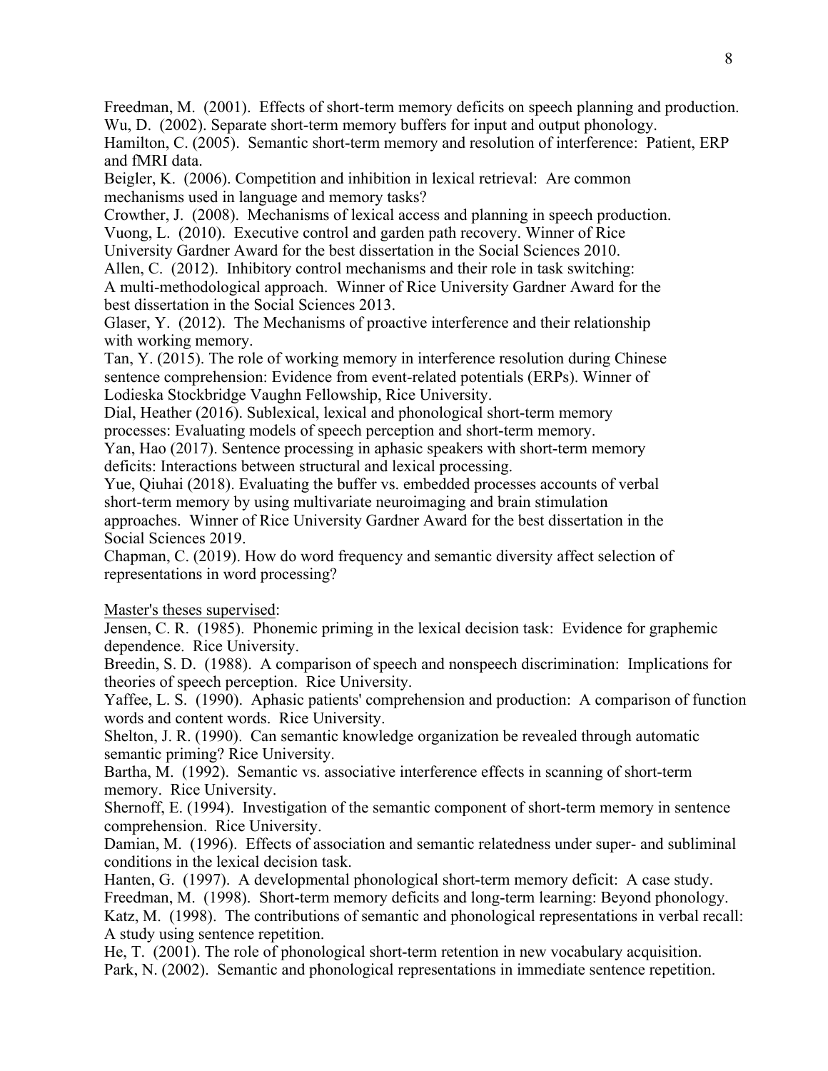Freedman, M. (2001). Effects of short-term memory deficits on speech planning and production.
Wu, D. (2002). Separate short-term memory buffers for input and output phonology.
Hamilton, C. (2005). Semantic short-term memory and resolution of interference: Patient, ERP and fMRI data.
Beigler, K. (2006). Competition and inhibition in lexical retrieval: Are common mechanisms used in language and memory tasks?
Crowther, J. (2008). Mechanisms of lexical access and planning in speech production.
Vuong, L. (2010). Executive control and garden path recovery. Winner of Rice University Gardner Award for the best dissertation in the Social Sciences 2010.
Allen, C. (2012). Inhibitory control mechanisms and their role in task switching: A multi-methodological approach. Winner of Rice University Gardner Award for the best dissertation in the Social Sciences 2013.
Glaser, Y. (2012). The Mechanisms of proactive interference and their relationship with working memory.
Tan, Y. (2015). The role of working memory in interference resolution during Chinese sentence comprehension: Evidence from event-related potentials (ERPs). Winner of Lodieska Stockbridge Vaughn Fellowship, Rice University.
Dial, Heather (2016). Sublexical, lexical and phonological short-term memory processes: Evaluating models of speech perception and short-term memory.
Yan, Hao (2017). Sentence processing in aphasic speakers with short-term memory deficits: Interactions between structural and lexical processing.
Yue, Qiuhai (2018). Evaluating the buffer vs. embedded processes accounts of verbal short-term memory by using multivariate neuroimaging and brain stimulation approaches. Winner of Rice University Gardner Award for the best dissertation in the Social Sciences 2019.
Chapman, C. (2019). How do word frequency and semantic diversity affect selection of representations in word processing?

Master's theses supervised:
Jensen, C. R. (1985). Phonemic priming in the lexical decision task: Evidence for graphemic dependence. Rice University.
Breedin, S. D. (1988). A comparison of speech and nonspeech discrimination: Implications for theories of speech perception. Rice University.
Yaffee, L. S. (1990). Aphasic patients' comprehension and production: A comparison of function words and content words. Rice University.
Shelton, J. R. (1990). Can semantic knowledge organization be revealed through automatic semantic priming? Rice University.
Bartha, M. (1992). Semantic vs. associative interference effects in scanning of short-term memory. Rice University.
Shernoff, E. (1994). Investigation of the semantic component of short-term memory in sentence comprehension. Rice University.
Damian, M. (1996). Effects of association and semantic relatedness under super- and subliminal conditions in the lexical decision task.
Hanten, G. (1997). A developmental phonological short-term memory deficit: A case study.
Freedman, M. (1998). Short-term memory deficits and long-term learning: Beyond phonology.
Katz, M. (1998). The contributions of semantic and phonological representations in verbal recall: A study using sentence repetition.
He, T. (2001). The role of phonological short-term retention in new vocabulary acquisition.
Park, N. (2002). Semantic and phonological representations in immediate sentence repetition.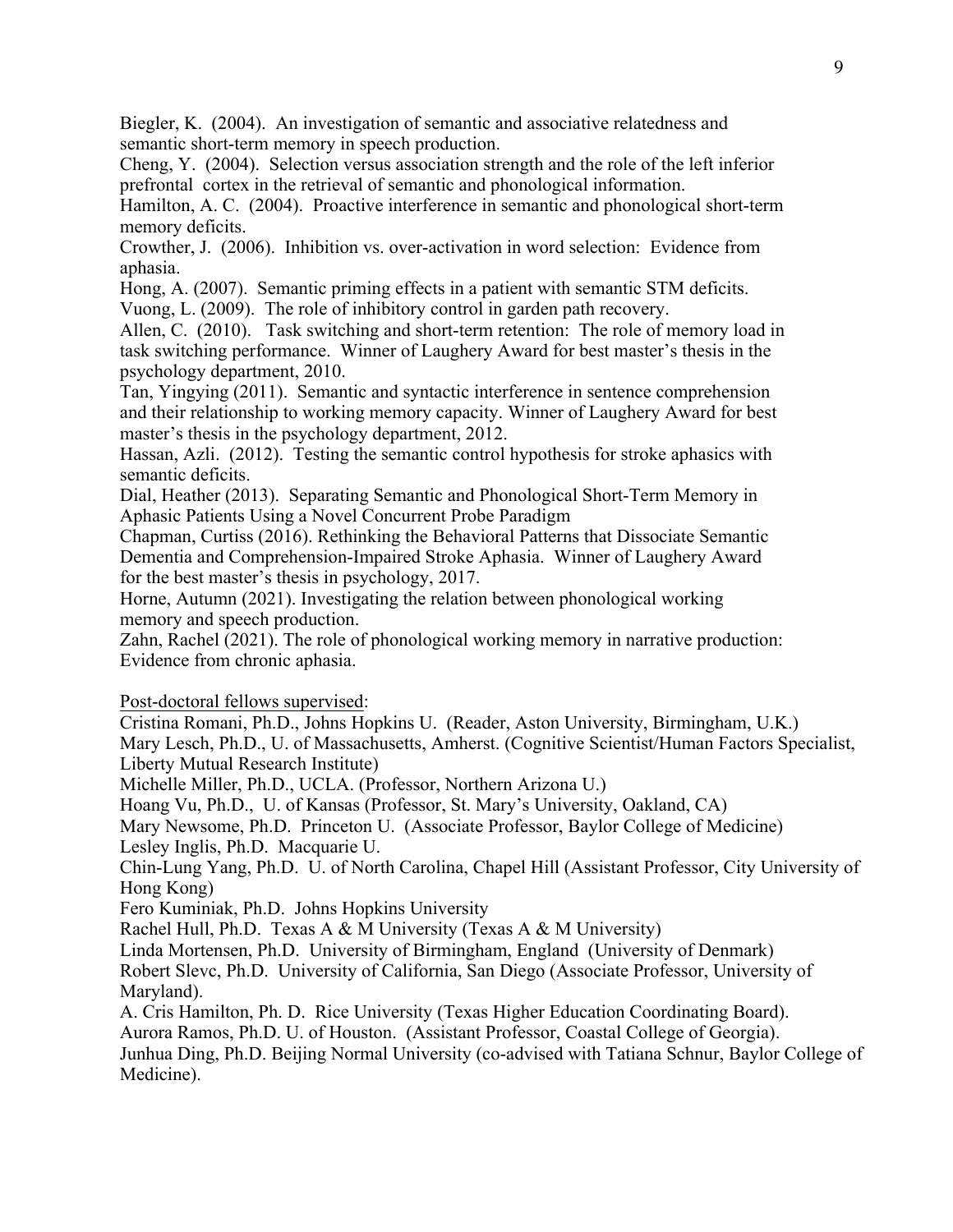Biegler, K. (2004). An investigation of semantic and associative relatedness and semantic short-term memory in speech production.

Cheng, Y. (2004). Selection versus association strength and the role of the left inferior prefrontal cortex in the retrieval of semantic and phonological information.

Hamilton, A. C. (2004). Proactive interference in semantic and phonological short-term memory deficits.

Crowther, J. (2006). Inhibition vs. over-activation in word selection: Evidence from aphasia.

Hong, A. (2007). Semantic priming effects in a patient with semantic STM deficits.

Vuong, L. (2009). The role of inhibitory control in garden path recovery.

Allen, C. (2010). Task switching and short-term retention: The role of memory load in task switching performance. Winner of Laughery Award for best master's thesis in the psychology department, 2010.

Tan, Yingying (2011). Semantic and syntactic interference in sentence comprehension and their relationship to working memory capacity. Winner of Laughery Award for best master's thesis in the psychology department, 2012.

Hassan, Azli. (2012). Testing the semantic control hypothesis for stroke aphasics with semantic deficits.

Dial, Heather (2013). Separating Semantic and Phonological Short-Term Memory in Aphasic Patients Using a Novel Concurrent Probe Paradigm

Chapman, Curtiss (2016). Rethinking the Behavioral Patterns that Dissociate Semantic Dementia and Comprehension-Impaired Stroke Aphasia. Winner of Laughery Award for the best master's thesis in psychology, 2017.

Horne, Autumn (2021). Investigating the relation between phonological working memory and speech production.

Zahn, Rachel (2021). The role of phonological working memory in narrative production: Evidence from chronic aphasia.

<u>Post-doctoral fellows supervised</u>:

Cristina Romani, Ph.D., Johns Hopkins U. (Reader, Aston University, Birmingham, U.K.)

Mary Lesch, Ph.D., U. of Massachusetts, Amherst. (Cognitive Scientist/Human Factors Specialist, Liberty Mutual Research Institute)

Michelle Miller, Ph.D., UCLA. (Professor, Northern Arizona U.)

Hoang Vu, Ph.D., U. of Kansas (Professor, St. Mary's University, Oakland, CA)

Mary Newsome, Ph.D. Princeton U. (Associate Professor, Baylor College of Medicine)

Lesley Inglis, Ph.D. Macquarie U.

Chin-Lung Yang, Ph.D. U. of North Carolina, Chapel Hill (Assistant Professor, City University of Hong Kong)

Fero Kuminiak, Ph.D. Johns Hopkins University

Rachel Hull, Ph.D. Texas A & M University (Texas A & M University)

Linda Mortensen, Ph.D. University of Birmingham, England (University of Denmark)

Robert Slevc, Ph.D. University of California, San Diego (Associate Professor, University of Maryland).

A. Cris Hamilton, Ph. D. Rice University (Texas Higher Education Coordinating Board).

Aurora Ramos, Ph.D. U. of Houston. (Assistant Professor, Coastal College of Georgia).

Junhua Ding, Ph.D. Beijing Normal University (co-advised with Tatiana Schnur, Baylor College of Medicine).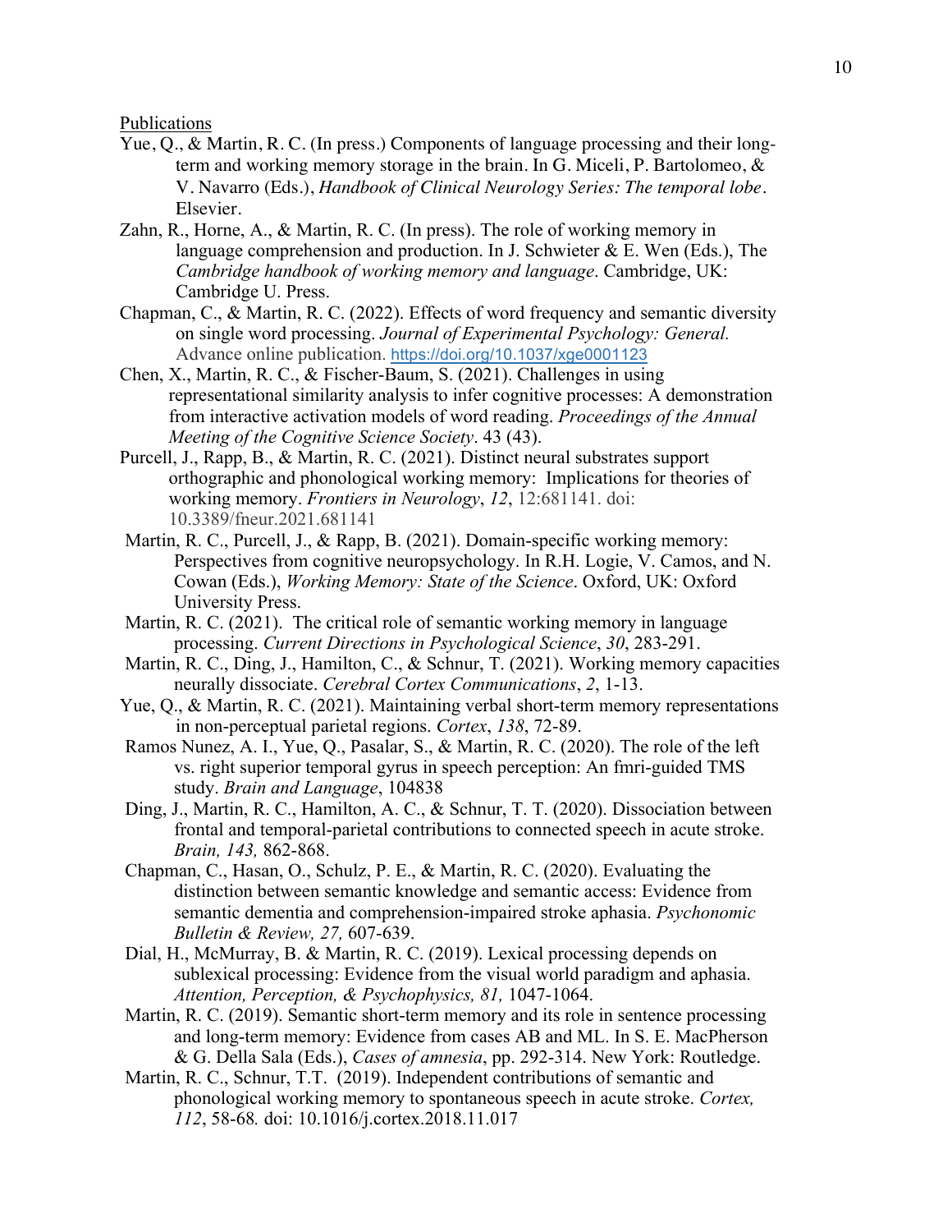Publications

Yue, Q., & Martin, R. C. (In press.) Components of language processing and their long-term and working memory storage in the brain. In G. Miceli, P. Bartolomeo, & V. Navarro (Eds.), *Handbook of Clinical Neurology Series: The temporal lobe*. Elsevier.

Zahn, R., Horne, A., & Martin, R. C. (In press). The role of working memory in language comprehension and production. In J. Schwieter & E. Wen (Eds.), The *Cambridge handbook of working memory and language*. Cambridge, UK: Cambridge U. Press.

Chapman, C., & Martin, R. C. (2022). Effects of word frequency and semantic diversity on single word processing. *Journal of Experimental Psychology: General.* Advance online publication. https://doi.org/10.1037/xge0001123

Chen, X., Martin, R. C., & Fischer-Baum, S. (2021). Challenges in using representational similarity analysis to infer cognitive processes: A demonstration from interactive activation models of word reading. *Proceedings of the Annual Meeting of the Cognitive Science Society*. 43 (43).

Purcell, J., Rapp, B., & Martin, R. C. (2021). Distinct neural substrates support orthographic and phonological working memory: Implications for theories of working memory. *Frontiers in Neurology*, *12*, 12:681141. doi: 10.3389/fneur.2021.681141

Martin, R. C., Purcell, J., & Rapp, B. (2021). Domain-specific working memory: Perspectives from cognitive neuropsychology. In R.H. Logie, V. Camos, and N. Cowan (Eds.), *Working Memory: State of the Science*. Oxford, UK: Oxford University Press.

Martin, R. C. (2021). The critical role of semantic working memory in language processing. *Current Directions in Psychological Science*, *30*, 283-291.

Martin, R. C., Ding, J., Hamilton, C., & Schnur, T. (2021). Working memory capacities neurally dissociate. *Cerebral Cortex Communications*, *2*, 1-13.

Yue, Q., & Martin, R. C. (2021). Maintaining verbal short-term memory representations in non-perceptual parietal regions. *Cortex*, *138*, 72-89.

Ramos Nunez, A. I., Yue, Q., Pasalar, S., & Martin, R. C. (2020). The role of the left vs. right superior temporal gyrus in speech perception: An fmri-guided TMS study. *Brain and Language*, 104838

Ding, J., Martin, R. C., Hamilton, A. C., & Schnur, T. T. (2020). Dissociation between frontal and temporal-parietal contributions to connected speech in acute stroke. *Brain, 143,* 862-868.

Chapman, C., Hasan, O., Schulz, P. E., & Martin, R. C. (2020). Evaluating the distinction between semantic knowledge and semantic access: Evidence from semantic dementia and comprehension-impaired stroke aphasia. *Psychonomic Bulletin & Review, 27,* 607-639.

Dial, H., McMurray, B. & Martin, R. C. (2019). Lexical processing depends on sublexical processing: Evidence from the visual world paradigm and aphasia. *Attention, Perception, & Psychophysics, 81,* 1047-1064.

Martin, R. C. (2019). Semantic short-term memory and its role in sentence processing and long-term memory: Evidence from cases AB and ML. In S. E. MacPherson & G. Della Sala (Eds.), *Cases of amnesia*, pp. 292-314. New York: Routledge.

Martin, R. C., Schnur, T.T. (2019). Independent contributions of semantic and phonological working memory to spontaneous speech in acute stroke. *Cortex, 112*, 58-68*.* doi: 10.1016/j.cortex.2018.11.017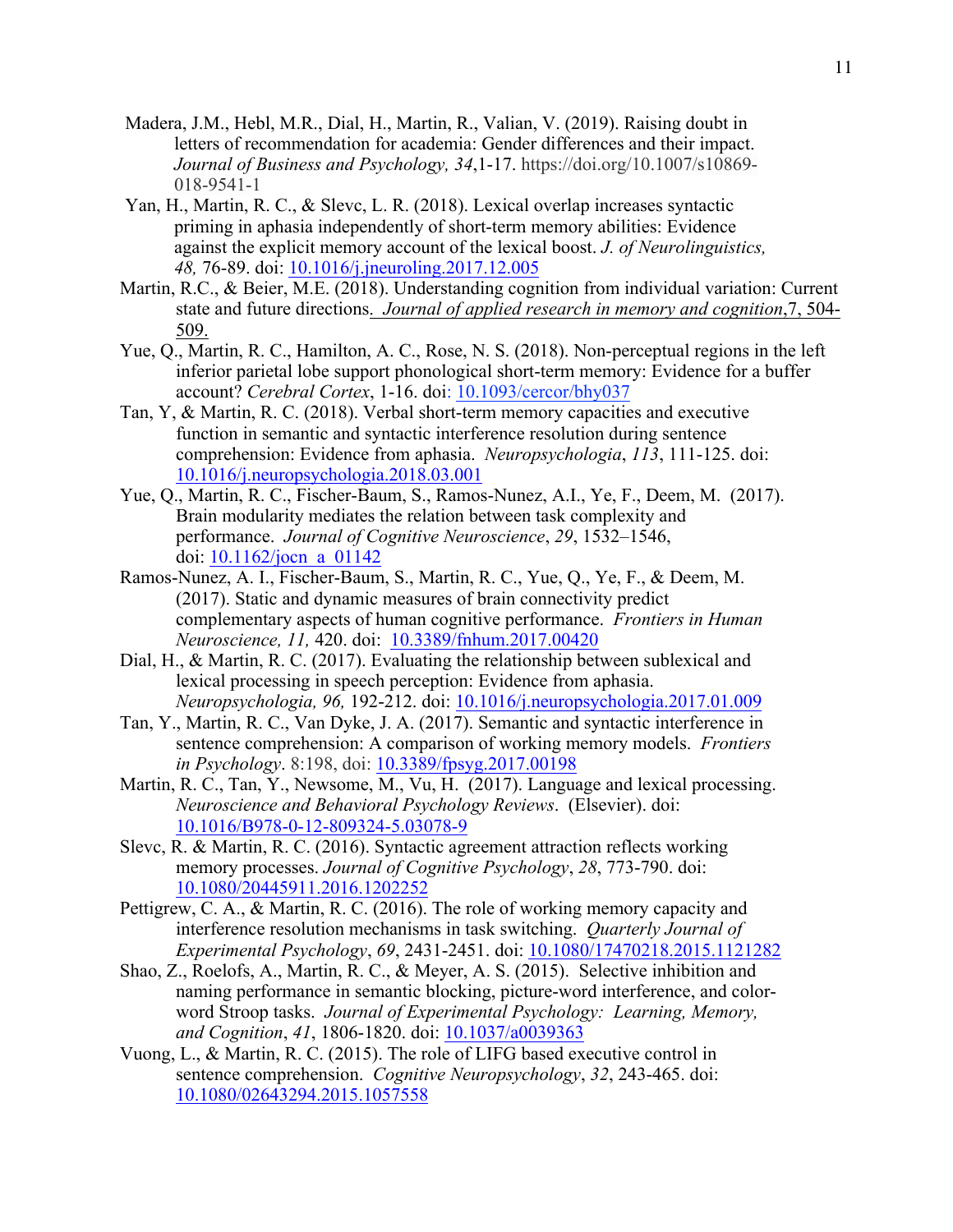Madera, J.M., Hebl, M.R., Dial, H., Martin, R., Valian, V. (2019). Raising doubt in letters of recommendation for academia: Gender differences and their impact. *Journal of Business and Psychology, 34*,1-17. https://doi.org/10.1007/s10869-018-9541-1

Yan, H., Martin, R. C., & Slevc, L. R. (2018). Lexical overlap increases syntactic priming in aphasia independently of short-term memory abilities: Evidence against the explicit memory account of the lexical boost. *J. of Neurolinguistics, 48,* 76-89. doi: 10.1016/j.jneuroling.2017.12.005

Martin, R.C., & Beier, M.E. (2018). Understanding cognition from individual variation: Current state and future directions. *Journal of applied research in memory and cognition*,7, 504-509.

Yue, Q., Martin, R. C., Hamilton, A. C., Rose, N. S. (2018). Non-perceptual regions in the left inferior parietal lobe support phonological short-term memory: Evidence for a buffer account? *Cerebral Cortex*, 1-16. doi: 10.1093/cercor/bhy037

Tan, Y, & Martin, R. C. (2018). Verbal short-term memory capacities and executive function in semantic and syntactic interference resolution during sentence comprehension: Evidence from aphasia. *Neuropsychologia*, *113*, 111-125. doi: 10.1016/j.neuropsychologia.2018.03.001

Yue, Q., Martin, R. C., Fischer-Baum, S., Ramos-Nunez, A.I., Ye, F., Deem, M. (2017). Brain modularity mediates the relation between task complexity and performance. *Journal of Cognitive Neuroscience*, *29*, 1532–1546, doi: 10.1162/jocn_a_01142

Ramos-Nunez, A. I., Fischer-Baum, S., Martin, R. C., Yue, Q., Ye, F., & Deem, M. (2017). Static and dynamic measures of brain connectivity predict complementary aspects of human cognitive performance. *Frontiers in Human Neuroscience, 11,* 420. doi: 10.3389/fnhum.2017.00420

Dial, H., & Martin, R. C. (2017). Evaluating the relationship between sublexical and lexical processing in speech perception: Evidence from aphasia. *Neuropsychologia, 96,* 192-212. doi: 10.1016/j.neuropsychologia.2017.01.009

Tan, Y., Martin, R. C., Van Dyke, J. A. (2017). Semantic and syntactic interference in sentence comprehension: A comparison of working memory models. *Frontiers in Psychology*. 8:198, doi: 10.3389/fpsyg.2017.00198

Martin, R. C., Tan, Y., Newsome, M., Vu, H. (2017). Language and lexical processing. *Neuroscience and Behavioral Psychology Reviews*. (Elsevier). doi: 10.1016/B978-0-12-809324-5.03078-9

Slevc, R. & Martin, R. C. (2016). Syntactic agreement attraction reflects working memory processes. *Journal of Cognitive Psychology*, *28*, 773-790. doi: 10.1080/20445911.2016.1202252

Pettigrew, C. A., & Martin, R. C. (2016). The role of working memory capacity and interference resolution mechanisms in task switching. *Quarterly Journal of Experimental Psychology*, *69*, 2431-2451. doi: 10.1080/17470218.2015.1121282

Shao, Z., Roelofs, A., Martin, R. C., & Meyer, A. S. (2015). Selective inhibition and naming performance in semantic blocking, picture-word interference, and color-word Stroop tasks. *Journal of Experimental Psychology: Learning, Memory, and Cognition*, *41*, 1806-1820. doi: 10.1037/a0039363

Vuong, L., & Martin, R. C. (2015). The role of LIFG based executive control in sentence comprehension. *Cognitive Neuropsychology*, *32*, 243-465. doi: 10.1080/02643294.2015.1057558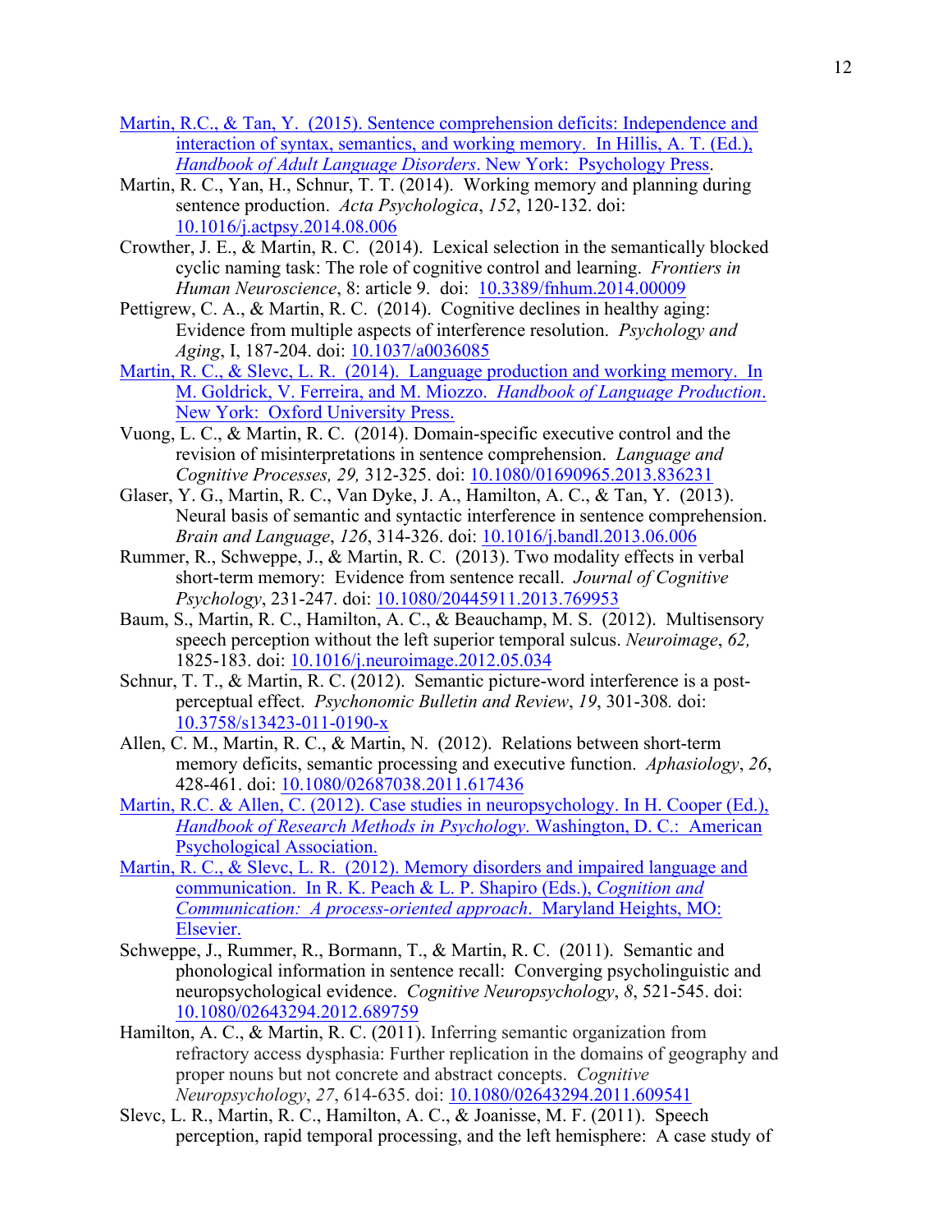Martin, R.C., & Tan, Y. (2015). Sentence comprehension deficits: Independence and interaction of syntax, semantics, and working memory. In Hillis, A. T. (Ed.), *Handbook of Adult Language Disorders*. New York: Psychology Press.

Martin, R. C., Yan, H., Schnur, T. T. (2014). Working memory and planning during sentence production. *Acta Psychologica*, *152*, 120-132. doi: 10.1016/j.actpsy.2014.08.006

Crowther, J. E., & Martin, R. C. (2014). Lexical selection in the semantically blocked cyclic naming task: The role of cognitive control and learning. *Frontiers in Human Neuroscience*, 8: article 9. doi: 10.3389/fnhum.2014.00009

Pettigrew, C. A., & Martin, R. C. (2014). Cognitive declines in healthy aging: Evidence from multiple aspects of interference resolution. *Psychology and Aging*, I, 187-204. doi: 10.1037/a0036085

Martin, R. C., & Slevc, L. R. (2014). Language production and working memory. In M. Goldrick, V. Ferreira, and M. Miozzo. *Handbook of Language Production*. New York: Oxford University Press.

Vuong, L. C., & Martin, R. C. (2014). Domain-specific executive control and the revision of misinterpretations in sentence comprehension. *Language and Cognitive Processes, 29,* 312-325. doi: 10.1080/01690965.2013.836231

Glaser, Y. G., Martin, R. C., Van Dyke, J. A., Hamilton, A. C., & Tan, Y. (2013). Neural basis of semantic and syntactic interference in sentence comprehension. *Brain and Language*, *126*, 314-326. doi: 10.1016/j.bandl.2013.06.006

Rummer, R., Schweppe, J., & Martin, R. C. (2013). Two modality effects in verbal short-term memory: Evidence from sentence recall. *Journal of Cognitive Psychology*, 231-247. doi: 10.1080/20445911.2013.769953

Baum, S., Martin, R. C., Hamilton, A. C., & Beauchamp, M. S. (2012). Multisensory speech perception without the left superior temporal sulcus. *Neuroimage*, *62,* 1825-183. doi: 10.1016/j.neuroimage.2012.05.034

Schnur, T. T., & Martin, R. C. (2012). Semantic picture-word interference is a post-perceptual effect. *Psychonomic Bulletin and Review*, *19*, 301-308. doi: 10.3758/s13423-011-0190-x

Allen, C. M., Martin, R. C., & Martin, N. (2012). Relations between short-term memory deficits, semantic processing and executive function. *Aphasiology*, *26*, 428-461. doi: 10.1080/02687038.2011.617436

Martin, R.C. & Allen, C. (2012). Case studies in neuropsychology. In H. Cooper (Ed.), *Handbook of Research Methods in Psychology*. Washington, D. C.: American Psychological Association.

Martin, R. C., & Slevc, L. R. (2012). Memory disorders and impaired language and communication. In R. K. Peach & L. P. Shapiro (Eds.), *Cognition and Communication: A process-oriented approach*. Maryland Heights, MO: Elsevier.

Schweppe, J., Rummer, R., Bormann, T., & Martin, R. C. (2011). Semantic and phonological information in sentence recall: Converging psycholinguistic and neuropsychological evidence. *Cognitive Neuropsychology*, *8*, 521-545. doi: 10.1080/02643294.2012.689759

Hamilton, A. C., & Martin, R. C. (2011). Inferring semantic organization from refractory access dysphasia: Further replication in the domains of geography and proper nouns but not concrete and abstract concepts. *Cognitive Neuropsychology*, *27*, 614-635. doi: 10.1080/02643294.2011.609541

Slevc, L. R., Martin, R. C., Hamilton, A. C., & Joanisse, M. F. (2011). Speech perception, rapid temporal processing, and the left hemisphere: A case study of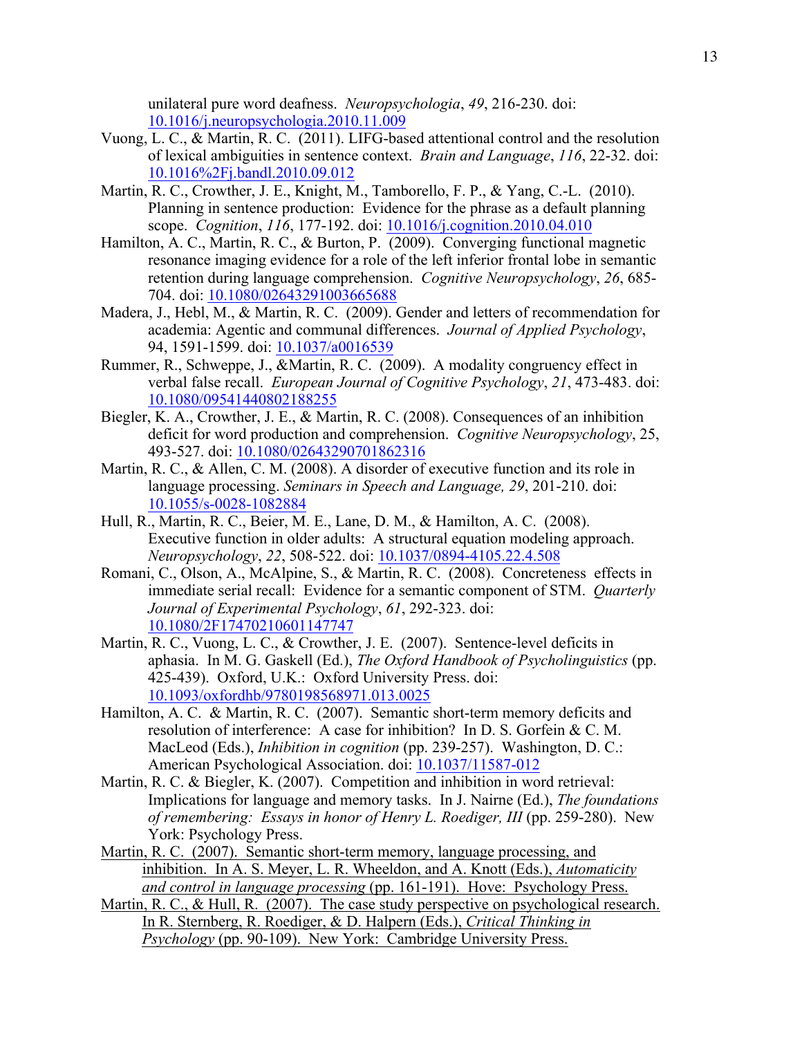unilateral pure word deafness. *Neuropsychologia*, *49*, 216-230. doi: 10.1016/j.neuropsychologia.2010.11.009

Vuong, L. C., & Martin, R. C. (2011). LIFG-based attentional control and the resolution of lexical ambiguities in sentence context. *Brain and Language*, *116*, 22-32. doi: 10.1016%2Fj.bandl.2010.09.012

Martin, R. C., Crowther, J. E., Knight, M., Tamborello, F. P., & Yang, C.-L. (2010). Planning in sentence production: Evidence for the phrase as a default planning scope. *Cognition*, *116*, 177-192. doi: 10.1016/j.cognition.2010.04.010

Hamilton, A. C., Martin, R. C., & Burton, P. (2009). Converging functional magnetic resonance imaging evidence for a role of the left inferior frontal lobe in semantic retention during language comprehension. *Cognitive Neuropsychology*, *26*, 685-704. doi: 10.1080/02643291003665688

Madera, J., Hebl, M., & Martin, R. C. (2009). Gender and letters of recommendation for academia: Agentic and communal differences. *Journal of Applied Psychology*, 94, 1591-1599. doi: 10.1037/a0016539

Rummer, R., Schweppe, J., &Martin, R. C. (2009). A modality congruency effect in verbal false recall. *European Journal of Cognitive Psychology*, *21*, 473-483. doi: 10.1080/09541440802188255

Biegler, K. A., Crowther, J. E., & Martin, R. C. (2008). Consequences of an inhibition deficit for word production and comprehension. *Cognitive Neuropsychology*, 25, 493-527. doi: 10.1080/02643290701862316

Martin, R. C., & Allen, C. M. (2008). A disorder of executive function and its role in language processing. *Seminars in Speech and Language, 29*, 201-210. doi: 10.1055/s-0028-1082884

Hull, R., Martin, R. C., Beier, M. E., Lane, D. M., & Hamilton, A. C. (2008). Executive function in older adults: A structural equation modeling approach. *Neuropsychology*, *22*, 508-522. doi: 10.1037/0894-4105.22.4.508

Romani, C., Olson, A., McAlpine, S., & Martin, R. C. (2008). Concreteness effects in immediate serial recall: Evidence for a semantic component of STM. *Quarterly Journal of Experimental Psychology*, *61*, 292-323. doi: 10.1080/2F17470210601147747

Martin, R. C., Vuong, L. C., & Crowther, J. E. (2007). Sentence-level deficits in aphasia. In M. G. Gaskell (Ed.), *The Oxford Handbook of Psycholinguistics* (pp. 425-439). Oxford, U.K.: Oxford University Press. doi: 10.1093/oxfordhb/9780198568971.013.0025

Hamilton, A. C. & Martin, R. C. (2007). Semantic short-term memory deficits and resolution of interference: A case for inhibition? In D. S. Gorfein & C. M. MacLeod (Eds.), *Inhibition in cognition* (pp. 239-257). Washington, D. C.: American Psychological Association. doi: 10.1037/11587-012

Martin, R. C. & Biegler, K. (2007). Competition and inhibition in word retrieval: Implications for language and memory tasks. In J. Nairne (Ed.), *The foundations of remembering: Essays in honor of Henry L. Roediger, III* (pp. 259-280). New York: Psychology Press.

Martin, R. C. (2007). Semantic short-term memory, language processing, and inhibition. In A. S. Meyer, L. R. Wheeldon, and A. Knott (Eds.), *Automaticity and control in language processing* (pp. 161-191). Hove: Psychology Press.

Martin, R. C., & Hull, R. (2007). The case study perspective on psychological research. In R. Sternberg, R. Roediger, & D. Halpern (Eds.), *Critical Thinking in Psychology* (pp. 90-109). New York: Cambridge University Press.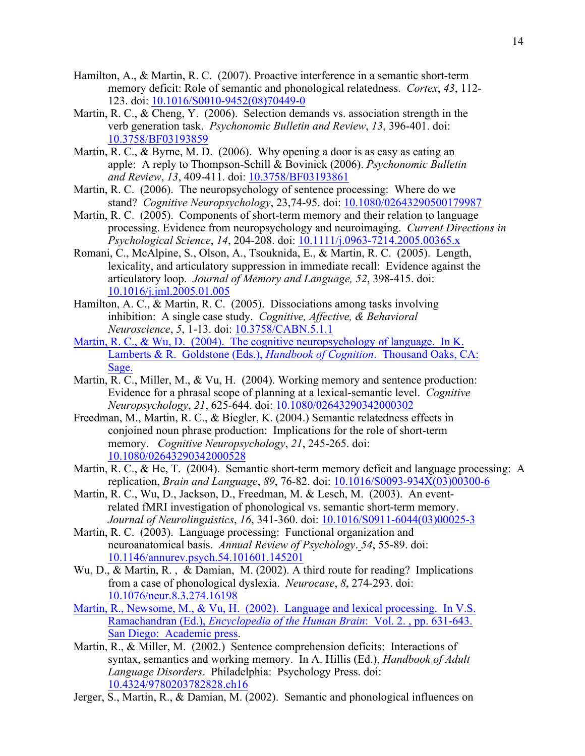Hamilton, A., & Martin, R. C. (2007). Proactive interference in a semantic short-term memory deficit: Role of semantic and phonological relatedness. *Cortex*, *43*, 112-123. doi: 10.1016/S0010-9452(08)70449-0

Martin, R. C., & Cheng, Y. (2006). Selection demands vs. association strength in the verb generation task. *Psychonomic Bulletin and Review*, *13*, 396-401. doi: 10.3758/BF03193859

Martin, R. C., & Byrne, M. D. (2006). Why opening a door is as easy as eating an apple: A reply to Thompson-Schill & Bovinick (2006). *Psychonomic Bulletin and Review*, *13*, 409-411. doi: 10.3758/BF03193861

Martin, R. C. (2006). The neuropsychology of sentence processing: Where do we stand? *Cognitive Neuropsychology*, 23,74-95. doi: 10.1080/02643290500179987

Martin, R. C. (2005). Components of short-term memory and their relation to language processing. Evidence from neuropsychology and neuroimaging. *Current Directions in Psychological Science*, *14*, 204-208. doi: 10.1111/j.0963-7214.2005.00365.x

Romani, C., McAlpine, S., Olson, A., Tsouknida, E., & Martin, R. C. (2005). Length, lexicality, and articulatory suppression in immediate recall: Evidence against the articulatory loop. *Journal of Memory and Language, 52*, 398-415. doi: 10.1016/j.jml.2005.01.005

Hamilton, A. C., & Martin, R. C. (2005). Dissociations among tasks involving inhibition: A single case study. *Cognitive, Affective, & Behavioral Neuroscience*, *5*, 1-13. doi: 10.3758/CABN.5.1.1

Martin, R. C., & Wu, D. (2004). The cognitive neuropsychology of language. In K. Lamberts & R. Goldstone (Eds.), *Handbook of Cognition*. Thousand Oaks, CA: Sage.

Martin, R. C., Miller, M., & Vu, H. (2004). Working memory and sentence production: Evidence for a phrasal scope of planning at a lexical-semantic level. *Cognitive Neuropsychology*, *21*, 625-644. doi: 10.1080/02643290342000302

Freedman, M., Martin, R. C., & Biegler, K. (2004.) Semantic relatedness effects in conjoined noun phrase production: Implications for the role of short-term memory. *Cognitive Neuropsychology*, *21*, 245-265. doi: 10.1080/02643290342000528

Martin, R. C., & He, T. (2004). Semantic short-term memory deficit and language processing: A replication, *Brain and Language*, *89*, 76-82. doi: 10.1016/S0093-934X(03)00300-6

Martin, R. C., Wu, D., Jackson, D., Freedman, M. & Lesch, M. (2003). An event-related fMRI investigation of phonological vs. semantic short-term memory. *Journal of Neurolinguistics*, *16*, 341-360. doi: 10.1016/S0911-6044(03)00025-3

Martin, R. C. (2003). Language processing: Functional organization and neuroanatomical basis. *Annual Review of Psychology*. *54*, 55-89. doi: 10.1146/annurev.psych.54.101601.145201

Wu, D., & Martin, R. , & Damian, M. (2002). A third route for reading? Implications from a case of phonological dyslexia. *Neurocase*, *8*, 274-293. doi: 10.1076/neur.8.3.274.16198

Martin, R., Newsome, M., & Vu, H. (2002). Language and lexical processing. In V.S. Ramachandran (Ed.), *Encyclopedia of the Human Brain*: Vol. 2. , pp. 631-643. San Diego: Academic press.

Martin, R., & Miller, M. (2002.) Sentence comprehension deficits: Interactions of syntax, semantics and working memory. In A. Hillis (Ed.), *Handbook of Adult Language Disorders*. Philadelphia: Psychology Press. doi: 10.4324/9780203782828.ch16

Jerger, S., Martin, R., & Damian, M. (2002). Semantic and phonological influences on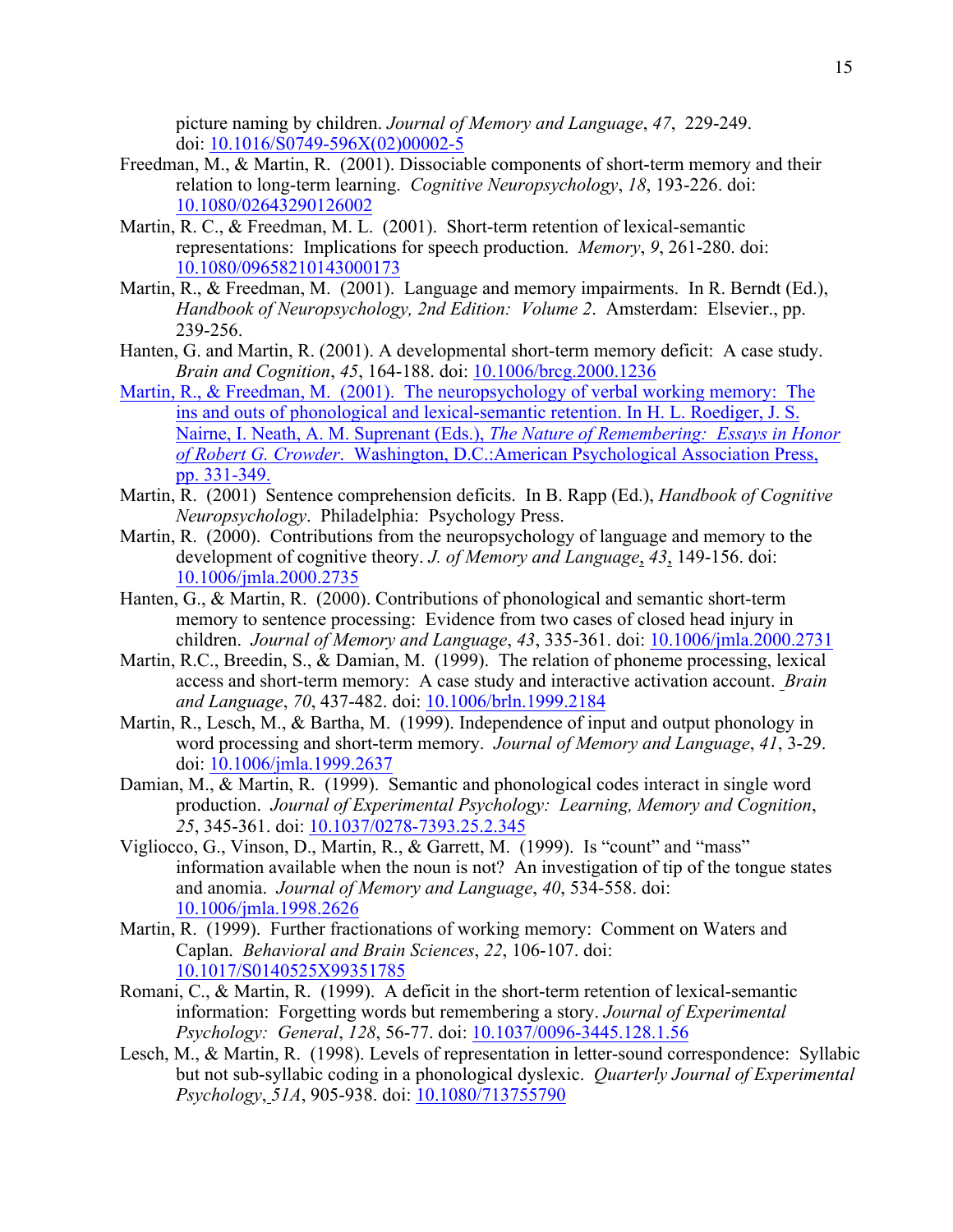picture naming by children. *Journal of Memory and Language*, *47*, 229-249. doi: 10.1016/S0749-596X(02)00002-5

Freedman, M., & Martin, R. (2001). Dissociable components of short-term memory and their relation to long-term learning. *Cognitive Neuropsychology*, *18*, 193-226. doi: 10.1080/02643290126002

Martin, R. C., & Freedman, M. L. (2001). Short-term retention of lexical-semantic representations: Implications for speech production. *Memory*, *9*, 261-280. doi: 10.1080/09658210143000173

Martin, R., & Freedman, M. (2001). Language and memory impairments. In R. Berndt (Ed.), *Handbook of Neuropsychology, 2nd Edition: Volume 2*. Amsterdam: Elsevier., pp. 239-256.

Hanten, G. and Martin, R. (2001). A developmental short-term memory deficit: A case study. *Brain and Cognition*, *45*, 164-188. doi: 10.1006/brcg.2000.1236

Martin, R., & Freedman, M. (2001). The neuropsychology of verbal working memory: The ins and outs of phonological and lexical-semantic retention. In H. L. Roediger, J. S. Nairne, I. Neath, A. M. Suprenant (Eds.), *The Nature of Remembering: Essays in Honor of Robert G. Crowder*. Washington, D.C.:American Psychological Association Press, pp. 331-349.

Martin, R. (2001) Sentence comprehension deficits. In B. Rapp (Ed.), *Handbook of Cognitive Neuropsychology*. Philadelphia: Psychology Press.

Martin, R. (2000). Contributions from the neuropsychology of language and memory to the development of cognitive theory. *J. of Memory and Language*, *43*, 149-156. doi: 10.1006/jmla.2000.2735

Hanten, G., & Martin, R. (2000). Contributions of phonological and semantic short-term memory to sentence processing: Evidence from two cases of closed head injury in children. *Journal of Memory and Language*, *43*, 335-361. doi: 10.1006/jmla.2000.2731

Martin, R.C., Breedin, S., & Damian, M. (1999). The relation of phoneme processing, lexical access and short-term memory: A case study and interactive activation account. *Brain and Language*, *70*, 437-482. doi: 10.1006/brln.1999.2184

Martin, R., Lesch, M., & Bartha, M. (1999). Independence of input and output phonology in word processing and short-term memory. *Journal of Memory and Language*, *41*, 3-29. doi: 10.1006/jmla.1999.2637

Damian, M., & Martin, R. (1999). Semantic and phonological codes interact in single word production. *Journal of Experimental Psychology: Learning, Memory and Cognition*, *25*, 345-361. doi: 10.1037/0278-7393.25.2.345

Vigliocco, G., Vinson, D., Martin, R., & Garrett, M. (1999). Is "count" and "mass" information available when the noun is not? An investigation of tip of the tongue states and anomia. *Journal of Memory and Language*, *40*, 534-558. doi: 10.1006/jmla.1998.2626

Martin, R. (1999). Further fractionations of working memory: Comment on Waters and Caplan. *Behavioral and Brain Sciences*, *22*, 106-107. doi: 10.1017/S0140525X99351785

Romani, C., & Martin, R. (1999). A deficit in the short-term retention of lexical-semantic information: Forgetting words but remembering a story. *Journal of Experimental Psychology: General*, *128*, 56-77. doi: 10.1037/0096-3445.128.1.56

Lesch, M., & Martin, R. (1998). Levels of representation in letter-sound correspondence: Syllabic but not sub-syllabic coding in a phonological dyslexic. *Quarterly Journal of Experimental Psychology*, *51A*, 905-938. doi: 10.1080/713755790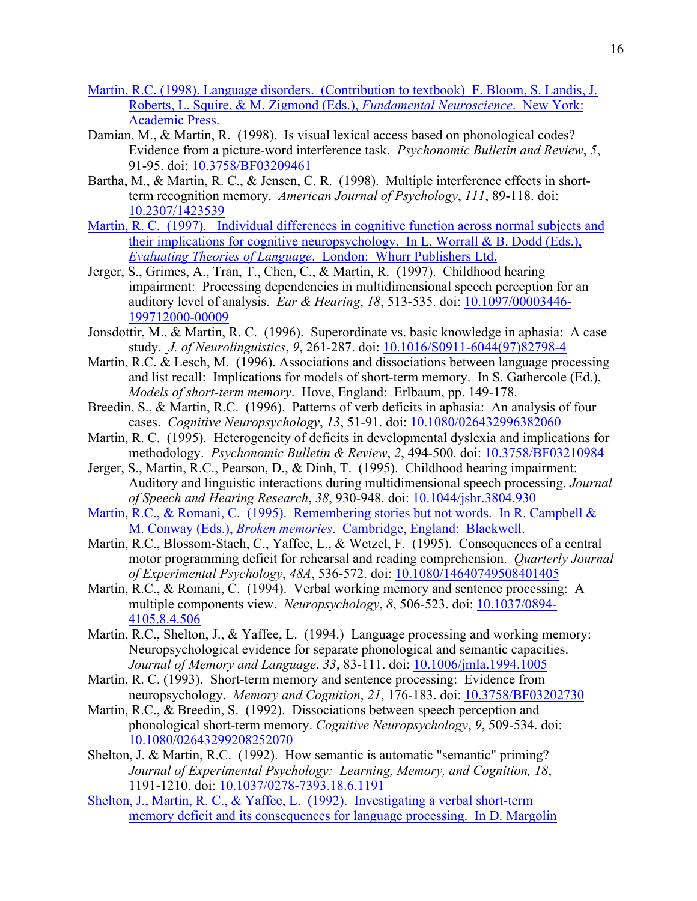Martin, R.C. (1998). Language disorders. (Contribution to textbook) F. Bloom, S. Landis, J. Roberts, L. Squire, & M. Zigmond (Eds.), *Fundamental Neuroscience*. New York: Academic Press.

Damian, M., & Martin, R. (1998). Is visual lexical access based on phonological codes? Evidence from a picture-word interference task. *Psychonomic Bulletin and Review*, *5*, 91-95. doi: 10.3758/BF03209461

Bartha, M., & Martin, R. C., & Jensen, C. R. (1998). Multiple interference effects in short-term recognition memory. *American Journal of Psychology*, *111*, 89-118. doi: 10.2307/1423539

Martin, R. C. (1997). Individual differences in cognitive function across normal subjects and their implications for cognitive neuropsychology. In L. Worrall & B. Dodd (Eds.), *Evaluating Theories of Language*. London: Whurr Publishers Ltd.

Jerger, S., Grimes, A., Tran, T., Chen, C., & Martin, R. (1997). Childhood hearing impairment: Processing dependencies in multidimensional speech perception for an auditory level of analysis. *Ear & Hearing*, *18*, 513-535. doi: 10.1097/00003446-199712000-00009

Jonsdottir, M., & Martin, R. C. (1996). Superordinate vs. basic knowledge in aphasia: A case study. *J. of Neurolinguistics*, *9*, 261-287. doi: 10.1016/S0911-6044(97)82798-4

Martin, R.C. & Lesch, M. (1996). Associations and dissociations between language processing and list recall: Implications for models of short-term memory. In S. Gathercole (Ed.), *Models of short-term memory*. Hove, England: Erlbaum, pp. 149-178.

Breedin, S., & Martin, R.C. (1996). Patterns of verb deficits in aphasia: An analysis of four cases. *Cognitive Neuropsychology*, *13*, 51-91. doi: 10.1080/026432996382060

Martin, R. C. (1995). Heterogeneity of deficits in developmental dyslexia and implications for methodology. *Psychonomic Bulletin & Review*, *2*, 494-500. doi: 10.3758/BF03210984

Jerger, S., Martin, R.C., Pearson, D., & Dinh, T. (1995). Childhood hearing impairment: Auditory and linguistic interactions during multidimensional speech processing. *Journal of Speech and Hearing Research*, *38*, 930-948. doi: 10.1044/jshr.3804.930

Martin, R.C., & Romani, C. (1995). Remembering stories but not words. In R. Campbell & M. Conway (Eds.), *Broken memories*. Cambridge, England: Blackwell.

Martin, R.C., Blossom-Stach, C., Yaffee, L., & Wetzel, F. (1995). Consequences of a central motor programming deficit for rehearsal and reading comprehension. *Quarterly Journal of Experimental Psychology*, *48A*, 536-572. doi: 10.1080/14640749508401405

Martin, R.C., & Romani, C. (1994). Verbal working memory and sentence processing: A multiple components view. *Neuropsychology*, *8*, 506-523. doi: 10.1037/0894-4105.8.4.506

Martin, R.C., Shelton, J., & Yaffee, L. (1994.) Language processing and working memory: Neuropsychological evidence for separate phonological and semantic capacities. *Journal of Memory and Language*, *33*, 83-111. doi: 10.1006/jmla.1994.1005

Martin, R. C. (1993). Short-term memory and sentence processing: Evidence from neuropsychology. *Memory and Cognition*, *21*, 176-183. doi: 10.3758/BF03202730

Martin, R.C., & Breedin, S. (1992). Dissociations between speech perception and phonological short-term memory. *Cognitive Neuropsychology*, *9*, 509-534. doi: 10.1080/02643299208252070

Shelton, J. & Martin, R.C. (1992). How semantic is automatic "semantic" priming? *Journal of Experimental Psychology: Learning, Memory, and Cognition, 18*, 1191-1210. doi: 10.1037/0278-7393.18.6.1191

Shelton, J., Martin, R. C., & Yaffee, L. (1992). Investigating a verbal short-term memory deficit and its consequences for language processing. In D. Margolin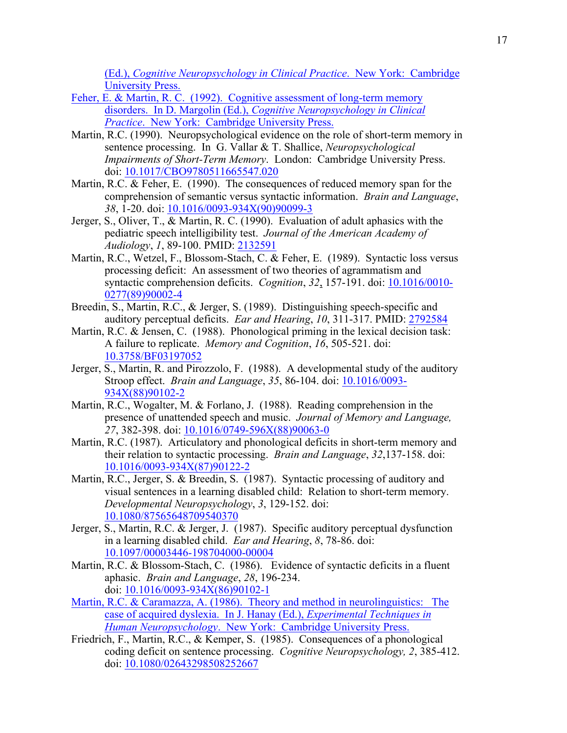(Ed.), *Cognitive Neuropsychology in Clinical Practice*. New York: Cambridge University Press.

Feher, E. & Martin, R. C. (1992). Cognitive assessment of long-term memory disorders. In D. Margolin (Ed.), *Cognitive Neuropsychology in Clinical Practice*. New York: Cambridge University Press.

Martin, R.C. (1990). Neuropsychological evidence on the role of short-term memory in sentence processing. In G. Vallar & T. Shallice, *Neuropsychological Impairments of Short-Term Memory*. London: Cambridge University Press. doi: 10.1017/CBO9780511665547.020

Martin, R.C. & Feher, E. (1990). The consequences of reduced memory span for the comprehension of semantic versus syntactic information. *Brain and Language*, *38*, 1-20. doi: 10.1016/0093-934X(90)90099-3

Jerger, S., Oliver, T., & Martin, R. C. (1990). Evaluation of adult aphasics with the pediatric speech intelligibility test. *Journal of the American Academy of Audiology*, *1*, 89-100. PMID: 2132591

Martin, R.C., Wetzel, F., Blossom-Stach, C. & Feher, E. (1989). Syntactic loss versus processing deficit: An assessment of two theories of agrammatism and syntactic comprehension deficits. *Cognition*, *32*, 157-191. doi: 10.1016/0010-0277(89)90002-4

Breedin, S., Martin, R.C., & Jerger, S. (1989). Distinguishing speech-specific and auditory perceptual deficits. *Ear and Hearing*, *10*, 311-317. PMID: 2792584

Martin, R.C. & Jensen, C. (1988). Phonological priming in the lexical decision task: A failure to replicate. *Memory and Cognition*, *16*, 505-521. doi: 10.3758/BF03197052

Jerger, S., Martin, R. and Pirozzolo, F. (1988). A developmental study of the auditory Stroop effect. *Brain and Language*, *35*, 86-104. doi: 10.1016/0093-934X(88)90102-2

Martin, R.C., Wogalter, M. & Forlano, J. (1988). Reading comprehension in the presence of unattended speech and music. *Journal of Memory and Language, 27*, 382-398. doi: 10.1016/0749-596X(88)90063-0

Martin, R.C. (1987). Articulatory and phonological deficits in short-term memory and their relation to syntactic processing. *Brain and Language*, *32*,137-158. doi: 10.1016/0093-934X(87)90122-2

Martin, R.C., Jerger, S. & Breedin, S. (1987). Syntactic processing of auditory and visual sentences in a learning disabled child: Relation to short-term memory. *Developmental Neuropsychology*, *3*, 129-152. doi: 10.1080/87565648709540370

Jerger, S., Martin, R.C. & Jerger, J. (1987). Specific auditory perceptual dysfunction in a learning disabled child. *Ear and Hearing*, *8*, 78-86. doi: 10.1097/00003446-198704000-00004

Martin, R.C. & Blossom-Stach, C. (1986). Evidence of syntactic deficits in a fluent aphasic. *Brain and Language*, *28*, 196-234. doi: 10.1016/0093-934X(86)90102-1

Martin, R.C. & Caramazza, A. (1986). Theory and method in neurolinguistics: The case of acquired dyslexia. In J. Hanay (Ed.), *Experimental Techniques in Human Neuropsychology*. New York: Cambridge University Press.

Friedrich, F., Martin, R.C., & Kemper, S. (1985). Consequences of a phonological coding deficit on sentence processing. *Cognitive Neuropsychology, 2*, 385-412. doi: 10.1080/02643298508252667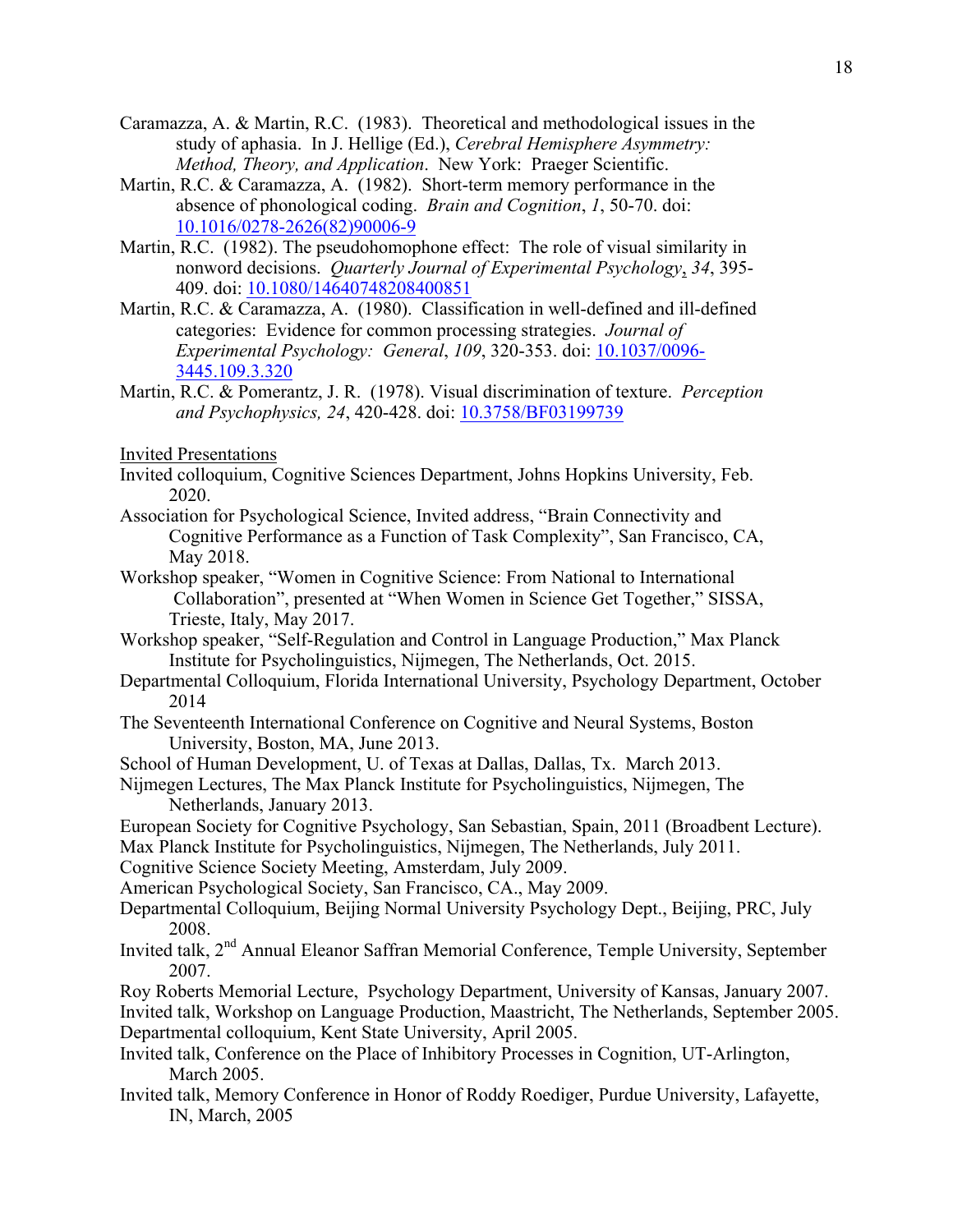Caramazza, A. & Martin, R.C. (1983). Theoretical and methodological issues in the study of aphasia. In J. Hellige (Ed.), *Cerebral Hemisphere Asymmetry: Method, Theory, and Application*. New York: Praeger Scientific.

Martin, R.C. & Caramazza, A. (1982). Short-term memory performance in the absence of phonological coding. *Brain and Cognition*, *1*, 50-70. doi: 10.1016/0278-2626(82)90006-9

Martin, R.C. (1982). The pseudohomophone effect: The role of visual similarity in nonword decisions. *Quarterly Journal of Experimental Psychology*, *34*, 395-409. doi: 10.1080/14640748208400851

Martin, R.C. & Caramazza, A. (1980). Classification in well-defined and ill-defined categories: Evidence for common processing strategies. *Journal of Experimental Psychology: General*, *109*, 320-353. doi: 10.1037/0096-3445.109.3.320

Martin, R.C. & Pomerantz, J. R. (1978). Visual discrimination of texture. *Perception and Psychophysics, 24*, 420-428. doi: 10.3758/BF03199739

Invited Presentations

Invited colloquium, Cognitive Sciences Department, Johns Hopkins University, Feb. 2020.

Association for Psychological Science, Invited address, "Brain Connectivity and Cognitive Performance as a Function of Task Complexity", San Francisco, CA, May 2018.

Workshop speaker, "Women in Cognitive Science: From National to International Collaboration", presented at "When Women in Science Get Together," SISSA, Trieste, Italy, May 2017.

Workshop speaker, "Self-Regulation and Control in Language Production," Max Planck Institute for Psycholinguistics, Nijmegen, The Netherlands, Oct. 2015.

Departmental Colloquium, Florida International University, Psychology Department, October 2014

The Seventeenth International Conference on Cognitive and Neural Systems, Boston University, Boston, MA, June 2013.

School of Human Development, U. of Texas at Dallas, Dallas, Tx. March 2013.

Nijmegen Lectures, The Max Planck Institute for Psycholinguistics, Nijmegen, The Netherlands, January 2013.

European Society for Cognitive Psychology, San Sebastian, Spain, 2011 (Broadbent Lecture).

Max Planck Institute for Psycholinguistics, Nijmegen, The Netherlands, July 2011.

Cognitive Science Society Meeting, Amsterdam, July 2009.

American Psychological Society, San Francisco, CA., May 2009.

Departmental Colloquium, Beijing Normal University Psychology Dept., Beijing, PRC, July 2008.

Invited talk, 2nd Annual Eleanor Saffran Memorial Conference, Temple University, September 2007.

Roy Roberts Memorial Lecture, Psychology Department, University of Kansas, January 2007.

Invited talk, Workshop on Language Production, Maastricht, The Netherlands, September 2005.

Departmental colloquium, Kent State University, April 2005.

Invited talk, Conference on the Place of Inhibitory Processes in Cognition, UT-Arlington, March 2005.

Invited talk, Memory Conference in Honor of Roddy Roediger, Purdue University, Lafayette, IN, March, 2005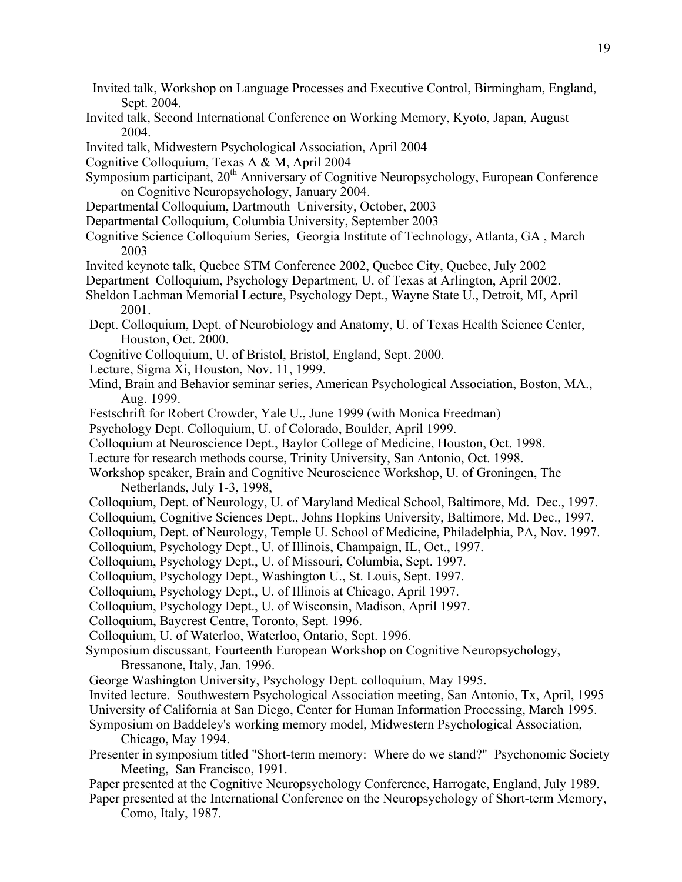Invited talk, Workshop on Language Processes and Executive Control, Birmingham, England, Sept. 2004.

Invited talk, Second International Conference on Working Memory, Kyoto, Japan, August 2004.

Invited talk, Midwestern Psychological Association, April 2004

Cognitive Colloquium, Texas A & M, April 2004

Symposium participant, 20th Anniversary of Cognitive Neuropsychology, European Conference on Cognitive Neuropsychology, January 2004.

Departmental Colloquium, Dartmouth University, October, 2003

Departmental Colloquium, Columbia University, September 2003

Cognitive Science Colloquium Series, Georgia Institute of Technology, Atlanta, GA , March 2003

Invited keynote talk, Quebec STM Conference 2002, Quebec City, Quebec, July 2002

Department Colloquium, Psychology Department, U. of Texas at Arlington, April 2002.

Sheldon Lachman Memorial Lecture, Psychology Dept., Wayne State U., Detroit, MI, April 2001.

Dept. Colloquium, Dept. of Neurobiology and Anatomy, U. of Texas Health Science Center, Houston, Oct. 2000.

Cognitive Colloquium, U. of Bristol, Bristol, England, Sept. 2000.

Lecture, Sigma Xi, Houston, Nov. 11, 1999.

Mind, Brain and Behavior seminar series, American Psychological Association, Boston, MA., Aug. 1999.

Festschrift for Robert Crowder, Yale U., June 1999 (with Monica Freedman)

Psychology Dept. Colloquium, U. of Colorado, Boulder, April 1999.

Colloquium at Neuroscience Dept., Baylor College of Medicine, Houston, Oct. 1998.

Lecture for research methods course, Trinity University, San Antonio, Oct. 1998.

Workshop speaker, Brain and Cognitive Neuroscience Workshop, U. of Groningen, The Netherlands, July 1-3, 1998,

Colloquium, Dept. of Neurology, U. of Maryland Medical School, Baltimore, Md. Dec., 1997.

Colloquium, Cognitive Sciences Dept., Johns Hopkins University, Baltimore, Md. Dec., 1997.

Colloquium, Dept. of Neurology, Temple U. School of Medicine, Philadelphia, PA, Nov. 1997.

Colloquium, Psychology Dept., U. of Illinois, Champaign, IL, Oct., 1997.

Colloquium, Psychology Dept., U. of Missouri, Columbia, Sept. 1997.

Colloquium, Psychology Dept., Washington U., St. Louis, Sept. 1997.

Colloquium, Psychology Dept., U. of Illinois at Chicago, April 1997.

Colloquium, Psychology Dept., U. of Wisconsin, Madison, April 1997.

Colloquium, Baycrest Centre, Toronto, Sept. 1996.

Colloquium, U. of Waterloo, Waterloo, Ontario, Sept. 1996.

Symposium discussant, Fourteenth European Workshop on Cognitive Neuropsychology, Bressanone, Italy, Jan. 1996.

George Washington University, Psychology Dept. colloquium, May 1995.

Invited lecture. Southwestern Psychological Association meeting, San Antonio, Tx, April, 1995

University of California at San Diego, Center for Human Information Processing, March 1995.

Symposium on Baddeley's working memory model, Midwestern Psychological Association, Chicago, May 1994.

Presenter in symposium titled "Short-term memory: Where do we stand?" Psychonomic Society Meeting, San Francisco, 1991.

Paper presented at the Cognitive Neuropsychology Conference, Harrogate, England, July 1989.

Paper presented at the International Conference on the Neuropsychology of Short-term Memory, Como, Italy, 1987.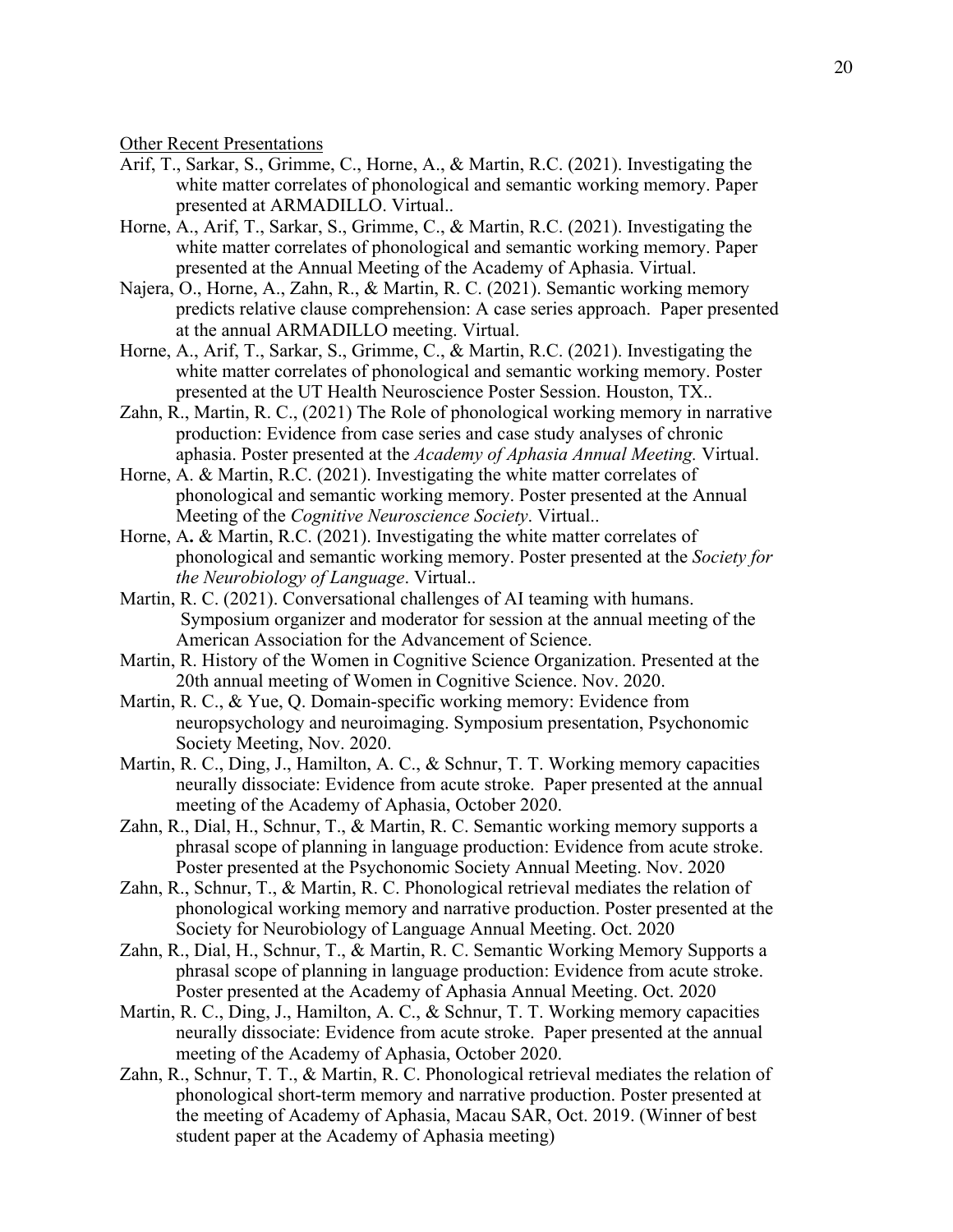Other Recent Presentations

Arif, T., Sarkar, S., Grimme, C., Horne, A., & Martin, R.C. (2021). Investigating the white matter correlates of phonological and semantic working memory. Paper presented at ARMADILLO. Virtual..

Horne, A., Arif, T., Sarkar, S., Grimme, C., & Martin, R.C. (2021). Investigating the white matter correlates of phonological and semantic working memory. Paper presented at the Annual Meeting of the Academy of Aphasia. Virtual.

Najera, O., Horne, A., Zahn, R., & Martin, R. C. (2021). Semantic working memory predicts relative clause comprehension: A case series approach. Paper presented at the annual ARMADILLO meeting. Virtual.

Horne, A., Arif, T., Sarkar, S., Grimme, C., & Martin, R.C. (2021). Investigating the white matter correlates of phonological and semantic working memory. Poster presented at the UT Health Neuroscience Poster Session. Houston, TX..

Zahn, R., Martin, R. C., (2021) The Role of phonological working memory in narrative production: Evidence from case series and case study analyses of chronic aphasia. Poster presented at the *Academy of Aphasia Annual Meeting.* Virtual.

Horne, A. & Martin, R.C. (2021). Investigating the white matter correlates of phonological and semantic working memory. Poster presented at the Annual Meeting of the *Cognitive Neuroscience Society*. Virtual..

Horne, A**.** & Martin, R.C. (2021). Investigating the white matter correlates of phonological and semantic working memory. Poster presented at the *Society for the Neurobiology of Language*. Virtual..

Martin, R. C. (2021). Conversational challenges of AI teaming with humans. Symposium organizer and moderator for session at the annual meeting of the American Association for the Advancement of Science.

Martin, R. History of the Women in Cognitive Science Organization. Presented at the 20th annual meeting of Women in Cognitive Science. Nov. 2020.

Martin, R. C., & Yue, Q. Domain-specific working memory: Evidence from neuropsychology and neuroimaging. Symposium presentation, Psychonomic Society Meeting, Nov. 2020.

Martin, R. C., Ding, J., Hamilton, A. C., & Schnur, T. T. Working memory capacities neurally dissociate: Evidence from acute stroke. Paper presented at the annual meeting of the Academy of Aphasia, October 2020.

Zahn, R., Dial, H., Schnur, T., & Martin, R. C. Semantic working memory supports a phrasal scope of planning in language production: Evidence from acute stroke. Poster presented at the Psychonomic Society Annual Meeting. Nov. 2020

Zahn, R., Schnur, T., & Martin, R. C. Phonological retrieval mediates the relation of phonological working memory and narrative production. Poster presented at the Society for Neurobiology of Language Annual Meeting. Oct. 2020

Zahn, R., Dial, H., Schnur, T., & Martin, R. C. Semantic Working Memory Supports a phrasal scope of planning in language production: Evidence from acute stroke. Poster presented at the Academy of Aphasia Annual Meeting. Oct. 2020

Martin, R. C., Ding, J., Hamilton, A. C., & Schnur, T. T. Working memory capacities neurally dissociate: Evidence from acute stroke. Paper presented at the annual meeting of the Academy of Aphasia, October 2020.

Zahn, R., Schnur, T. T., & Martin, R. C. Phonological retrieval mediates the relation of phonological short-term memory and narrative production. Poster presented at the meeting of Academy of Aphasia, Macau SAR, Oct. 2019. (Winner of best student paper at the Academy of Aphasia meeting)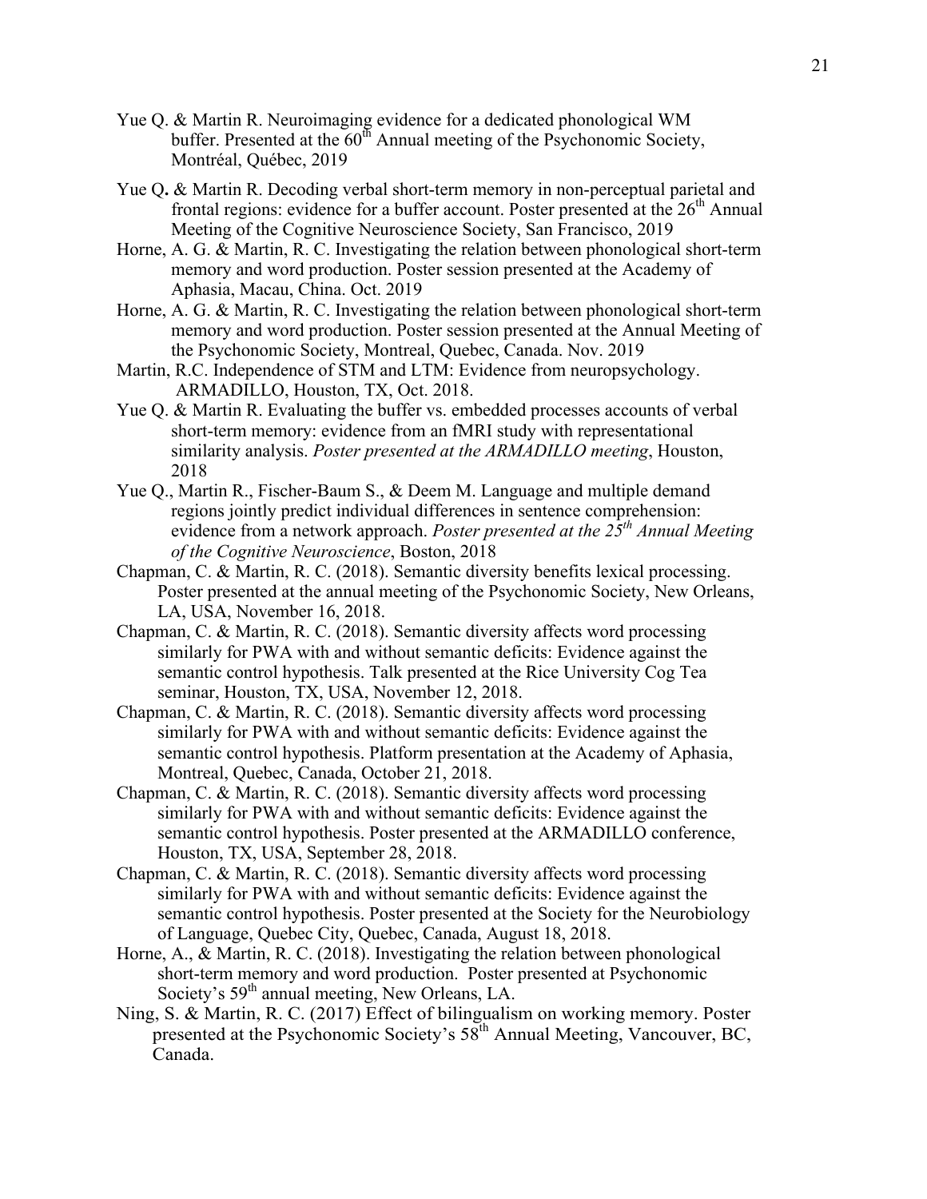Yue Q. & Martin R. Neuroimaging evidence for a dedicated phonological WM buffer. Presented at the 60th Annual meeting of the Psychonomic Society, Montréal, Québec, 2019

Yue Q**.** & Martin R. Decoding verbal short-term memory in non-perceptual parietal and frontal regions: evidence for a buffer account. Poster presented at the 26th Annual Meeting of the Cognitive Neuroscience Society, San Francisco, 2019

Horne, A. G. & Martin, R. C. Investigating the relation between phonological short-term memory and word production. Poster session presented at the Academy of Aphasia, Macau, China. Oct. 2019

Horne, A. G. & Martin, R. C. Investigating the relation between phonological short-term memory and word production. Poster session presented at the Annual Meeting of the Psychonomic Society, Montreal, Quebec, Canada. Nov. 2019

Martin, R.C. Independence of STM and LTM: Evidence from neuropsychology. ARMADILLO, Houston, TX, Oct. 2018.

Yue Q. & Martin R. Evaluating the buffer vs. embedded processes accounts of verbal short-term memory: evidence from an fMRI study with representational similarity analysis. *Poster presented at the ARMADILLO meeting*, Houston, 2018

Yue Q., Martin R., Fischer-Baum S., & Deem M. Language and multiple demand regions jointly predict individual differences in sentence comprehension: evidence from a network approach. *Poster presented at the 25th Annual Meeting of the Cognitive Neuroscience*, Boston, 2018

Chapman, C. & Martin, R. C. (2018). Semantic diversity benefits lexical processing. Poster presented at the annual meeting of the Psychonomic Society, New Orleans, LA, USA, November 16, 2018.

Chapman, C. & Martin, R. C. (2018). Semantic diversity affects word processing similarly for PWA with and without semantic deficits: Evidence against the semantic control hypothesis. Talk presented at the Rice University Cog Tea seminar, Houston, TX, USA, November 12, 2018.

Chapman, C. & Martin, R. C. (2018). Semantic diversity affects word processing similarly for PWA with and without semantic deficits: Evidence against the semantic control hypothesis. Platform presentation at the Academy of Aphasia, Montreal, Quebec, Canada, October 21, 2018.

Chapman, C. & Martin, R. C. (2018). Semantic diversity affects word processing similarly for PWA with and without semantic deficits: Evidence against the semantic control hypothesis. Poster presented at the ARMADILLO conference, Houston, TX, USA, September 28, 2018.

Chapman, C. & Martin, R. C. (2018). Semantic diversity affects word processing similarly for PWA with and without semantic deficits: Evidence against the semantic control hypothesis. Poster presented at the Society for the Neurobiology of Language, Quebec City, Quebec, Canada, August 18, 2018.

Horne, A., & Martin, R. C. (2018). Investigating the relation between phonological short-term memory and word production. Poster presented at Psychonomic Society's 59th annual meeting, New Orleans, LA.

Ning, S. & Martin, R. C. (2017) Effect of bilingualism on working memory. Poster presented at the Psychonomic Society's 58th Annual Meeting, Vancouver, BC, Canada.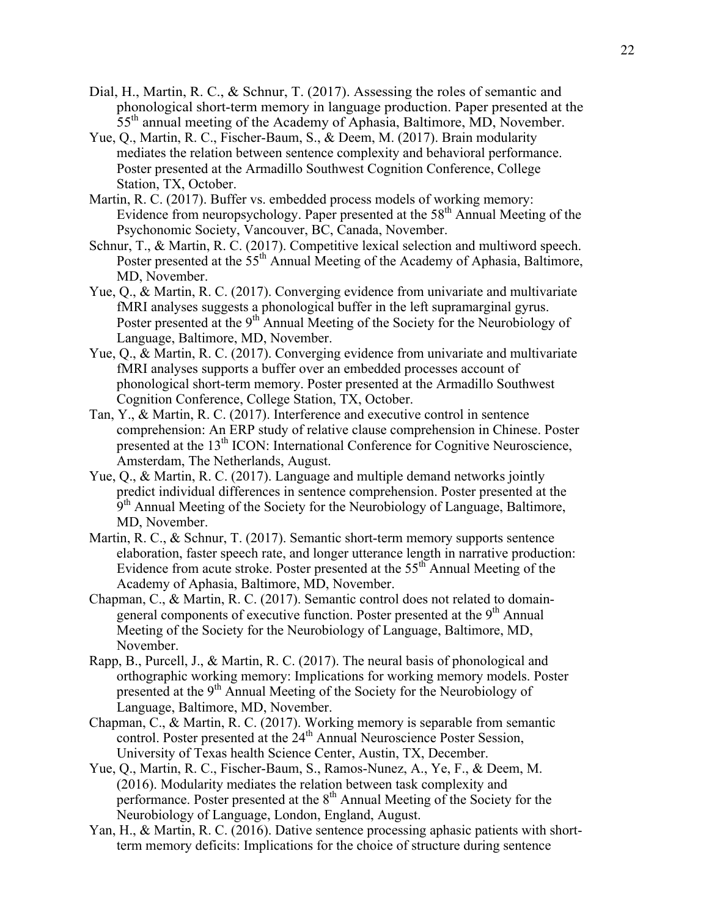Dial, H., Martin, R. C., & Schnur, T. (2017). Assessing the roles of semantic and phonological short-term memory in language production. Paper presented at the 55th annual meeting of the Academy of Aphasia, Baltimore, MD, November.

Yue, Q., Martin, R. C., Fischer-Baum, S., & Deem, M. (2017). Brain modularity mediates the relation between sentence complexity and behavioral performance. Poster presented at the Armadillo Southwest Cognition Conference, College Station, TX, October.

Martin, R. C. (2017). Buffer vs. embedded process models of working memory: Evidence from neuropsychology. Paper presented at the 58th Annual Meeting of the Psychonomic Society, Vancouver, BC, Canada, November.

Schnur, T., & Martin, R. C. (2017). Competitive lexical selection and multiword speech. Poster presented at the 55th Annual Meeting of the Academy of Aphasia, Baltimore, MD, November.

Yue, Q., & Martin, R. C. (2017). Converging evidence from univariate and multivariate fMRI analyses suggests a phonological buffer in the left supramarginal gyrus. Poster presented at the 9th Annual Meeting of the Society for the Neurobiology of Language, Baltimore, MD, November.

Yue, Q., & Martin, R. C. (2017). Converging evidence from univariate and multivariate fMRI analyses supports a buffer over an embedded processes account of phonological short-term memory. Poster presented at the Armadillo Southwest Cognition Conference, College Station, TX, October.

Tan, Y., & Martin, R. C. (2017). Interference and executive control in sentence comprehension: An ERP study of relative clause comprehension in Chinese. Poster presented at the 13th ICON: International Conference for Cognitive Neuroscience, Amsterdam, The Netherlands, August.

Yue, Q., & Martin, R. C. (2017). Language and multiple demand networks jointly predict individual differences in sentence comprehension. Poster presented at the 9th Annual Meeting of the Society for the Neurobiology of Language, Baltimore, MD, November.

Martin, R. C., & Schnur, T. (2017). Semantic short-term memory supports sentence elaboration, faster speech rate, and longer utterance length in narrative production: Evidence from acute stroke. Poster presented at the 55th Annual Meeting of the Academy of Aphasia, Baltimore, MD, November.

Chapman, C., & Martin, R. C. (2017). Semantic control does not related to domain-general components of executive function. Poster presented at the 9th Annual Meeting of the Society for the Neurobiology of Language, Baltimore, MD, November.

Rapp, B., Purcell, J., & Martin, R. C. (2017). The neural basis of phonological and orthographic working memory: Implications for working memory models. Poster presented at the 9th Annual Meeting of the Society for the Neurobiology of Language, Baltimore, MD, November.

Chapman, C., & Martin, R. C. (2017). Working memory is separable from semantic control. Poster presented at the 24th Annual Neuroscience Poster Session, University of Texas health Science Center, Austin, TX, December.

Yue, Q., Martin, R. C., Fischer-Baum, S., Ramos-Nunez, A., Ye, F., & Deem, M. (2016). Modularity mediates the relation between task complexity and performance. Poster presented at the 8th Annual Meeting of the Society for the Neurobiology of Language, London, England, August.

Yan, H., & Martin, R. C. (2016). Dative sentence processing aphasic patients with short-term memory deficits: Implications for the choice of structure during sentence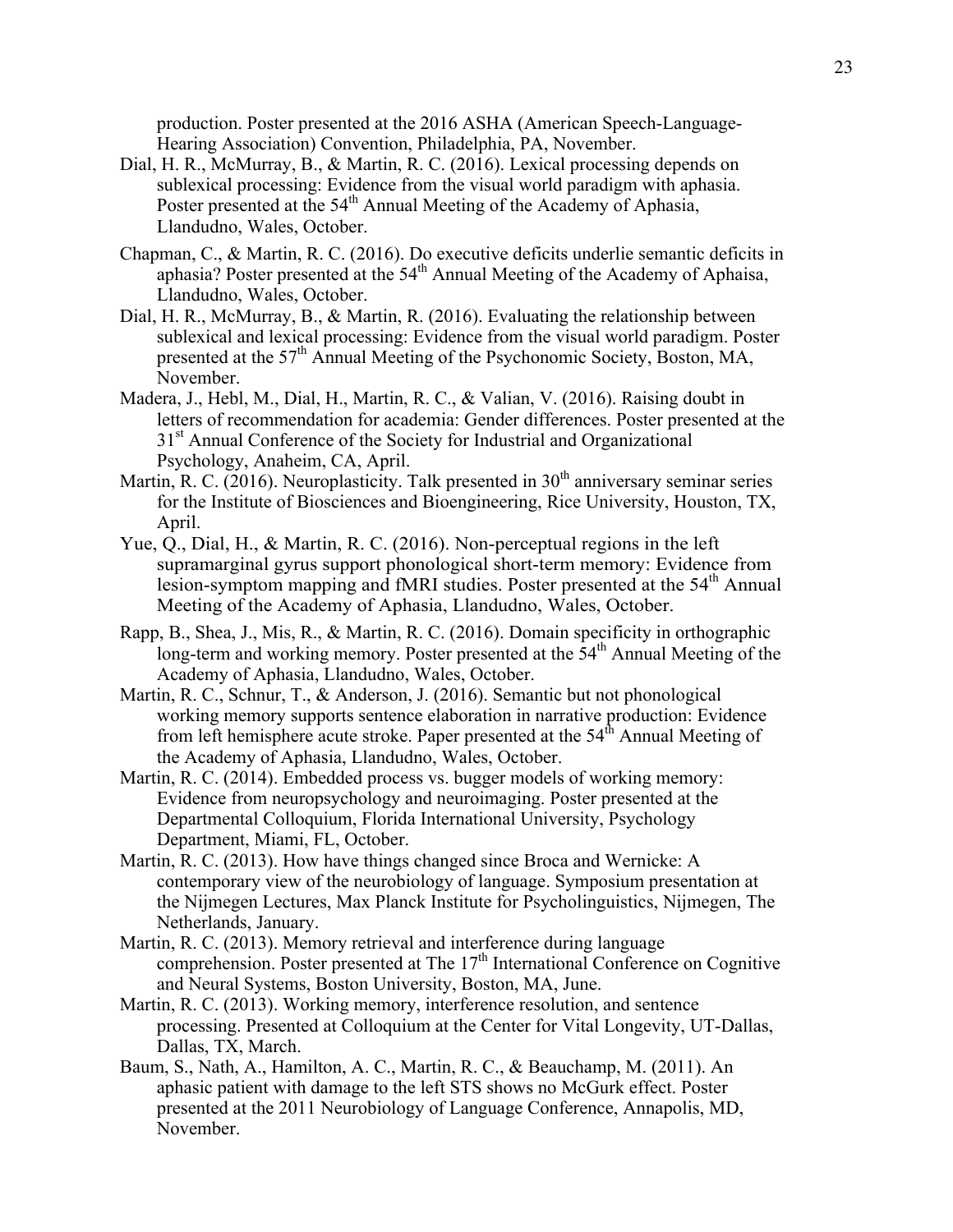production. Poster presented at the 2016 ASHA (American Speech-Language-Hearing Association) Convention, Philadelphia, PA, November.

Dial, H. R., McMurray, B., & Martin, R. C. (2016). Lexical processing depends on sublexical processing: Evidence from the visual world paradigm with aphasia. Poster presented at the 54th Annual Meeting of the Academy of Aphasia, Llandudno, Wales, October.

Chapman, C., & Martin, R. C. (2016). Do executive deficits underlie semantic deficits in aphasia? Poster presented at the 54th Annual Meeting of the Academy of Aphaisa, Llandudno, Wales, October.

Dial, H. R., McMurray, B., & Martin, R. (2016). Evaluating the relationship between sublexical and lexical processing: Evidence from the visual world paradigm. Poster presented at the 57th Annual Meeting of the Psychonomic Society, Boston, MA, November.

Madera, J., Hebl, M., Dial, H., Martin, R. C., & Valian, V. (2016). Raising doubt in letters of recommendation for academia: Gender differences. Poster presented at the 31st Annual Conference of the Society for Industrial and Organizational Psychology, Anaheim, CA, April.

Martin, R. C. (2016). Neuroplasticity. Talk presented in 30th anniversary seminar series for the Institute of Biosciences and Bioengineering, Rice University, Houston, TX, April.

Yue, Q., Dial, H., & Martin, R. C. (2016). Non-perceptual regions in the left supramarginal gyrus support phonological short-term memory: Evidence from lesion-symptom mapping and fMRI studies. Poster presented at the 54th Annual Meeting of the Academy of Aphasia, Llandudno, Wales, October.

Rapp, B., Shea, J., Mis, R., & Martin, R. C. (2016). Domain specificity in orthographic long-term and working memory. Poster presented at the 54th Annual Meeting of the Academy of Aphasia, Llandudno, Wales, October.

Martin, R. C., Schnur, T., & Anderson, J. (2016). Semantic but not phonological working memory supports sentence elaboration in narrative production: Evidence from left hemisphere acute stroke. Paper presented at the 54th Annual Meeting of the Academy of Aphasia, Llandudno, Wales, October.

Martin, R. C. (2014). Embedded process vs. bugger models of working memory: Evidence from neuropsychology and neuroimaging. Poster presented at the Departmental Colloquium, Florida International University, Psychology Department, Miami, FL, October.

Martin, R. C. (2013). How have things changed since Broca and Wernicke: A contemporary view of the neurobiology of language. Symposium presentation at the Nijmegen Lectures, Max Planck Institute for Psycholinguistics, Nijmegen, The Netherlands, January.

Martin, R. C. (2013). Memory retrieval and interference during language comprehension. Poster presented at The 17th International Conference on Cognitive and Neural Systems, Boston University, Boston, MA, June.

Martin, R. C. (2013). Working memory, interference resolution, and sentence processing. Presented at Colloquium at the Center for Vital Longevity, UT-Dallas, Dallas, TX, March.

Baum, S., Nath, A., Hamilton, A. C., Martin, R. C., & Beauchamp, M. (2011). An aphasic patient with damage to the left STS shows no McGurk effect. Poster presented at the 2011 Neurobiology of Language Conference, Annapolis, MD, November.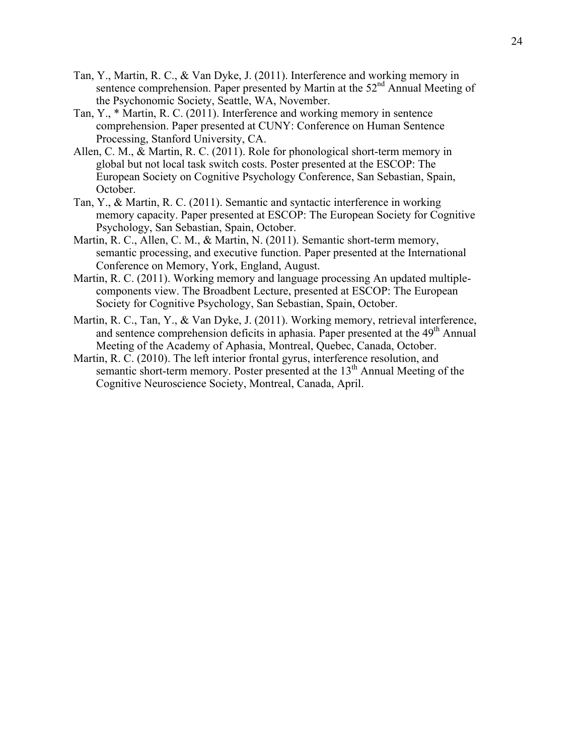Tan, Y., Martin, R. C., & Van Dyke, J. (2011). Interference and working memory in sentence comprehension. Paper presented by Martin at the 52nd Annual Meeting of the Psychonomic Society, Seattle, WA, November.

Tan, Y., * Martin, R. C. (2011). Interference and working memory in sentence comprehension. Paper presented at CUNY: Conference on Human Sentence Processing, Stanford University, CA.

Allen, C. M., & Martin, R. C. (2011). Role for phonological short-term memory in global but not local task switch costs. Poster presented at the ESCOP: The European Society on Cognitive Psychology Conference, San Sebastian, Spain, October.

Tan, Y., & Martin, R. C. (2011). Semantic and syntactic interference in working memory capacity. Paper presented at ESCOP: The European Society for Cognitive Psychology, San Sebastian, Spain, October.

Martin, R. C., Allen, C. M., & Martin, N. (2011). Semantic short-term memory, semantic processing, and executive function. Paper presented at the International Conference on Memory, York, England, August.

Martin, R. C. (2011). Working memory and language processing An updated multiple-components view. The Broadbent Lecture, presented at ESCOP: The European Society for Cognitive Psychology, San Sebastian, Spain, October.

Martin, R. C., Tan, Y., & Van Dyke, J. (2011). Working memory, retrieval interference, and sentence comprehension deficits in aphasia. Paper presented at the 49th Annual Meeting of the Academy of Aphasia, Montreal, Quebec, Canada, October.

Martin, R. C. (2010). The left interior frontal gyrus, interference resolution, and semantic short-term memory. Poster presented at the 13th Annual Meeting of the Cognitive Neuroscience Society, Montreal, Canada, April.